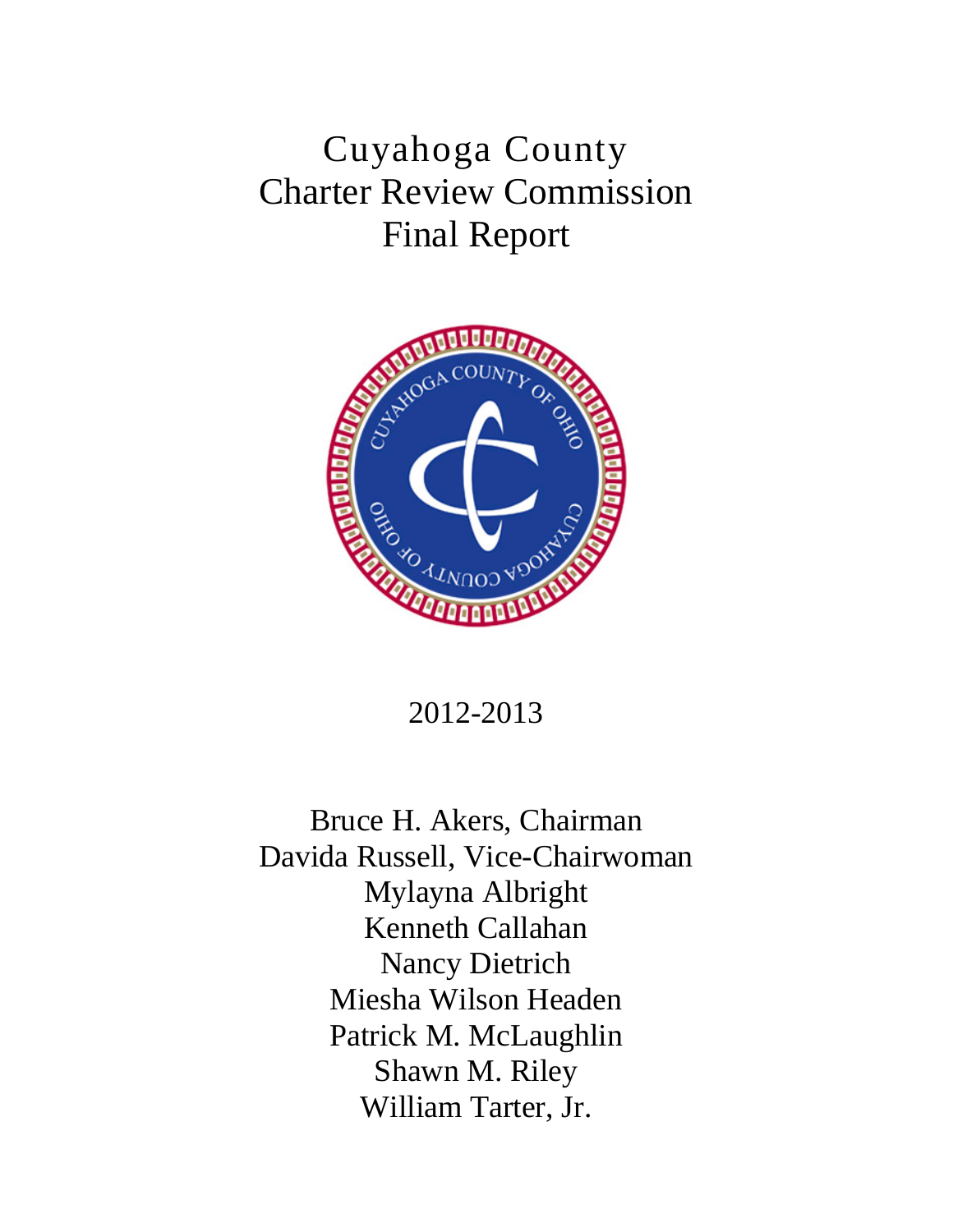# Cuyahoga County
# Charter Review Commission
# Final Report

2012-2013

Bruce H. Akers, Chairman
Davida Russell, Vice-Chairwoman
Mylayna Albright
Kenneth Callahan
Nancy Dietrich
Miesha Wilson Headen
Patrick M. McLaughlin
Shawn M. Riley
William Tarter, Jr.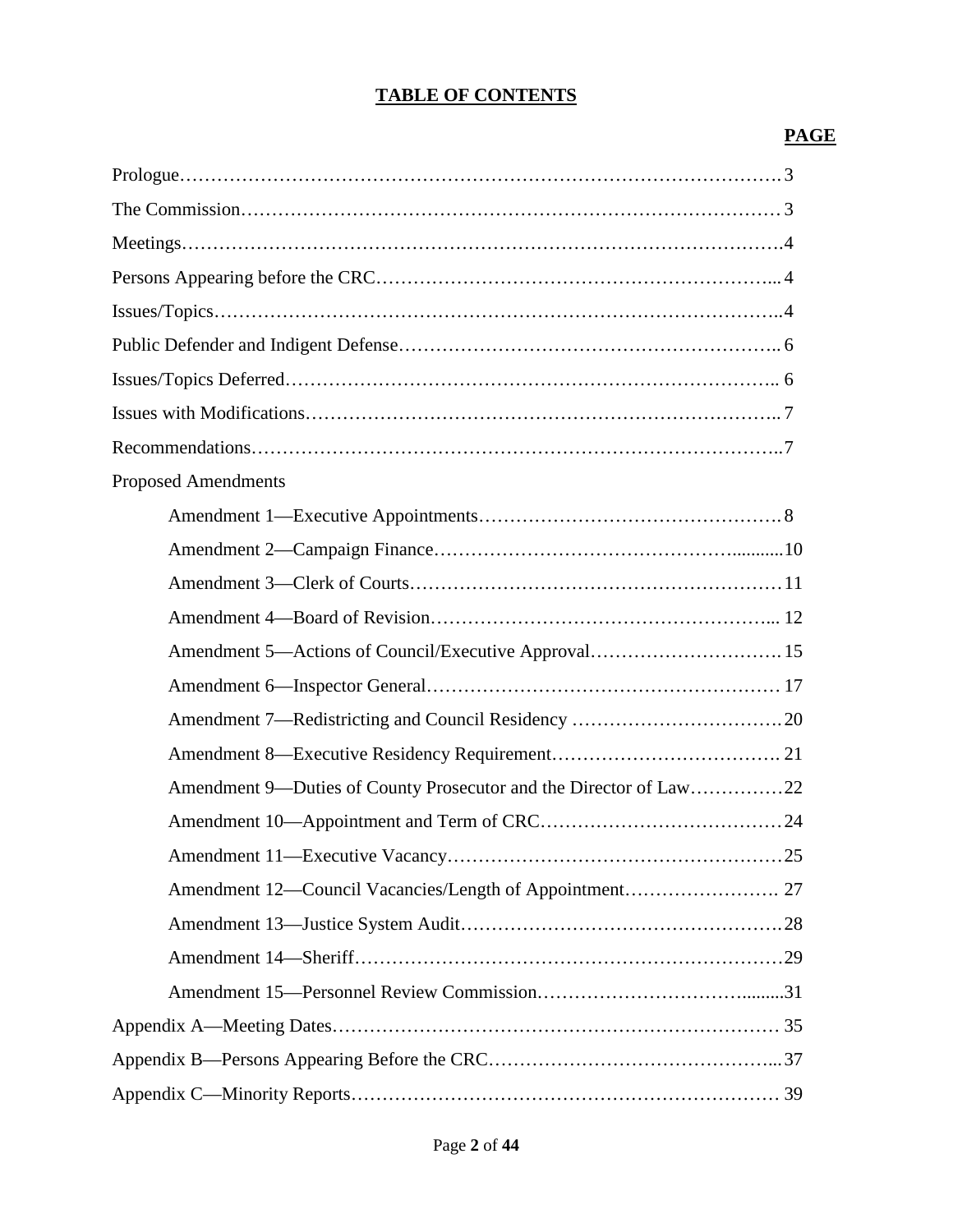## TABLE OF CONTENTS

| | PAGE |
|---|---|
| Prologue | 3 |
| The Commission | 3 |
| Meetings | 4 |
| Persons Appearing before the CRC | 4 |
| Issues/Topics | 4 |
| Public Defender and Indigent Defense | 6 |
| Issues/Topics Deferred | 6 |
| Issues with Modifications | 7 |
| Recommendations | 7 |
| Proposed Amendments | |
| Amendment 1—Executive Appointments | 8 |
| Amendment 2—Campaign Finance | 10 |
| Amendment 3—Clerk of Courts | 11 |
| Amendment 4—Board of Revision | 12 |
| Amendment 5—Actions of Council/Executive Approval | 15 |
| Amendment 6—Inspector General | 17 |
| Amendment 7—Redistricting and Council Residency | 20 |
| Amendment 8—Executive Residency Requirement | 21 |
| Amendment 9—Duties of County Prosecutor and the Director of Law | 22 |
| Amendment 10—Appointment and Term of CRC | 24 |
| Amendment 11—Executive Vacancy | 25 |
| Amendment 12—Council Vacancies/Length of Appointment | 27 |
| Amendment 13—Justice System Audit | 28 |
| Amendment 14—Sheriff | 29 |
| Amendment 15—Personnel Review Commission | 31 |
| Appendix A—Meeting Dates | 35 |
| Appendix B—Persons Appearing Before the CRC | 37 |
| Appendix C—Minority Reports | 39 |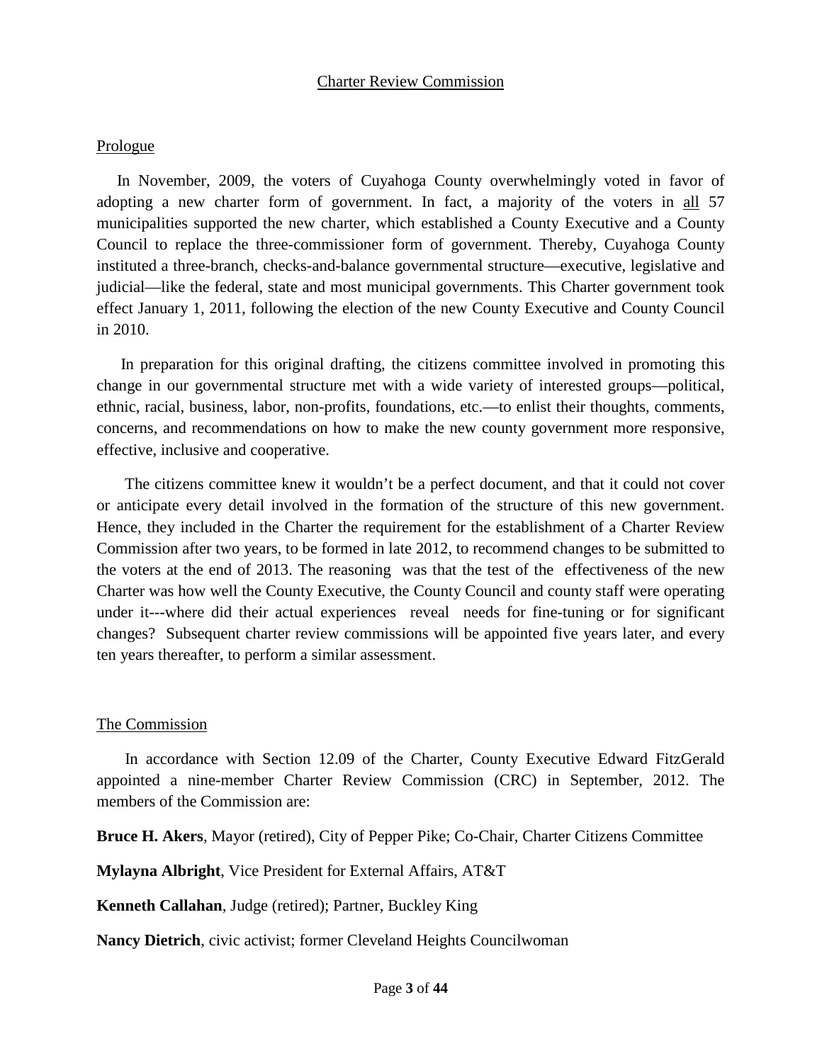## Charter Review Commission

### Prologue

In November, 2009, the voters of Cuyahoga County overwhelmingly voted in favor of adopting a new charter form of government. In fact, a majority of the voters in all 57 municipalities supported the new charter, which established a County Executive and a County Council to replace the three-commissioner form of government. Thereby, Cuyahoga County instituted a three-branch, checks-and-balance governmental structure—executive, legislative and judicial—like the federal, state and most municipal governments. This Charter government took effect January 1, 2011, following the election of the new County Executive and County Council in 2010.

In preparation for this original drafting, the citizens committee involved in promoting this change in our governmental structure met with a wide variety of interested groups—political, ethnic, racial, business, labor, non-profits, foundations, etc.—to enlist their thoughts, comments, concerns, and recommendations on how to make the new county government more responsive, effective, inclusive and cooperative.

The citizens committee knew it wouldn't be a perfect document, and that it could not cover or anticipate every detail involved in the formation of the structure of this new government. Hence, they included in the Charter the requirement for the establishment of a Charter Review Commission after two years, to be formed in late 2012, to recommend changes to be submitted to the voters at the end of 2013. The reasoning was that the test of the effectiveness of the new Charter was how well the County Executive, the County Council and county staff were operating under it---where did their actual experiences reveal needs for fine-tuning or for significant changes? Subsequent charter review commissions will be appointed five years later, and every ten years thereafter, to perform a similar assessment.

### The Commission

In accordance with Section 12.09 of the Charter, County Executive Edward FitzGerald appointed a nine-member Charter Review Commission (CRC) in September, 2012. The members of the Commission are:

**Bruce H. Akers**, Mayor (retired), City of Pepper Pike; Co-Chair, Charter Citizens Committee

**Mylayna Albright**, Vice President for External Affairs, AT&T

**Kenneth Callahan**, Judge (retired); Partner, Buckley King

**Nancy Dietrich**, civic activist; former Cleveland Heights Councilwoman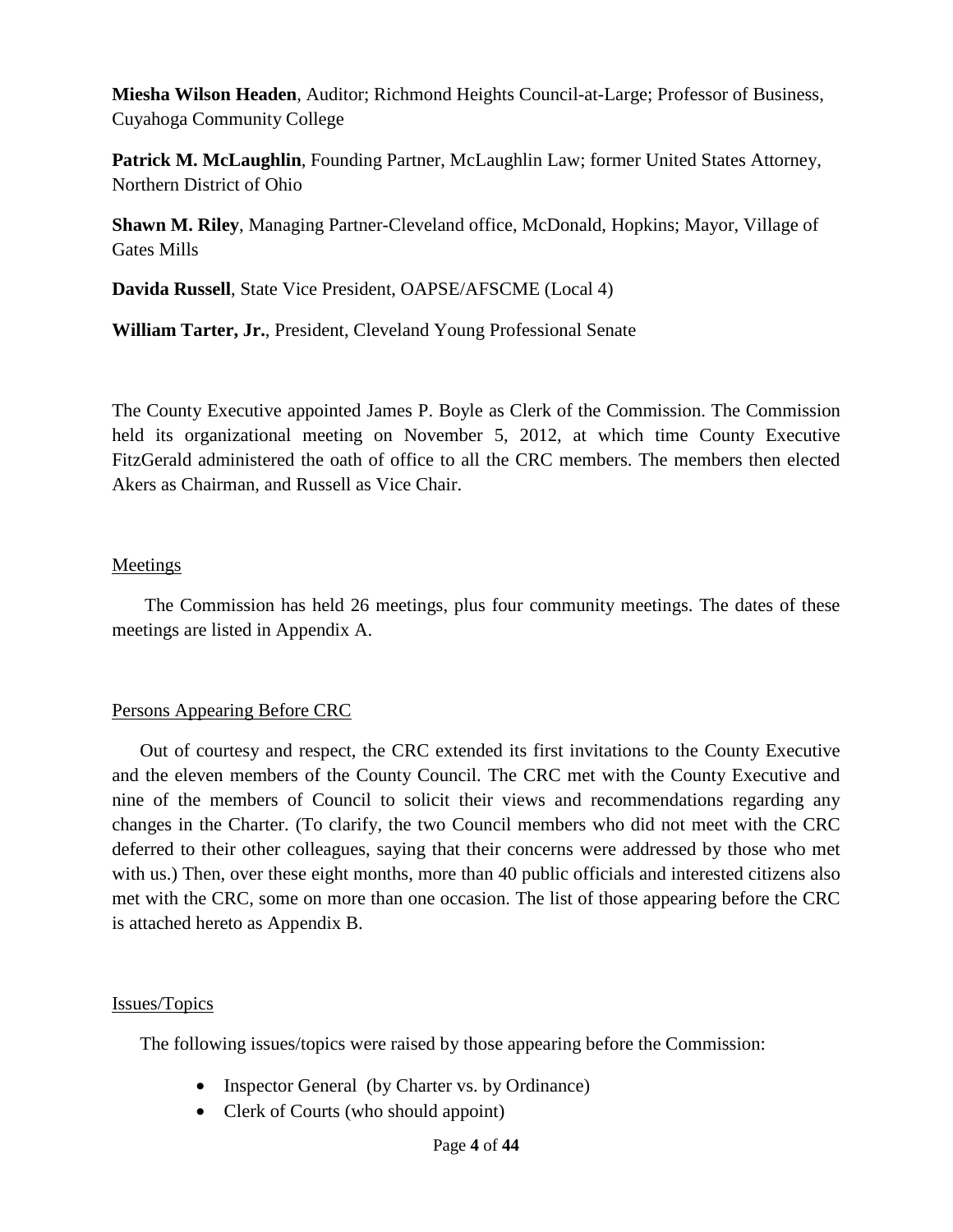**Miesha Wilson Headen**, Auditor; Richmond Heights Council-at-Large; Professor of Business, Cuyahoga Community College

**Patrick M. McLaughlin**, Founding Partner, McLaughlin Law; former United States Attorney, Northern District of Ohio

**Shawn M. Riley**, Managing Partner-Cleveland office, McDonald, Hopkins; Mayor, Village of Gates Mills

**Davida Russell**, State Vice President, OAPSE/AFSCME (Local 4)

**William Tarter, Jr.**, President, Cleveland Young Professional Senate

The County Executive appointed James P. Boyle as Clerk of the Commission. The Commission held its organizational meeting on November 5, 2012, at which time County Executive FitzGerald administered the oath of office to all the CRC members. The members then elected Akers as Chairman, and Russell as Vice Chair.

Meetings

The Commission has held 26 meetings, plus four community meetings. The dates of these meetings are listed in Appendix A.

Persons Appearing Before CRC

Out of courtesy and respect, the CRC extended its first invitations to the County Executive and the eleven members of the County Council. The CRC met with the County Executive and nine of the members of Council to solicit their views and recommendations regarding any changes in the Charter. (To clarify, the two Council members who did not meet with the CRC deferred to their other colleagues, saying that their concerns were addressed by those who met with us.) Then, over these eight months, more than 40 public officials and interested citizens also met with the CRC, some on more than one occasion. The list of those appearing before the CRC is attached hereto as Appendix B.

Issues/Topics

The following issues/topics were raised by those appearing before the Commission:

- Inspector General (by Charter vs. by Ordinance)
- Clerk of Courts (who should appoint)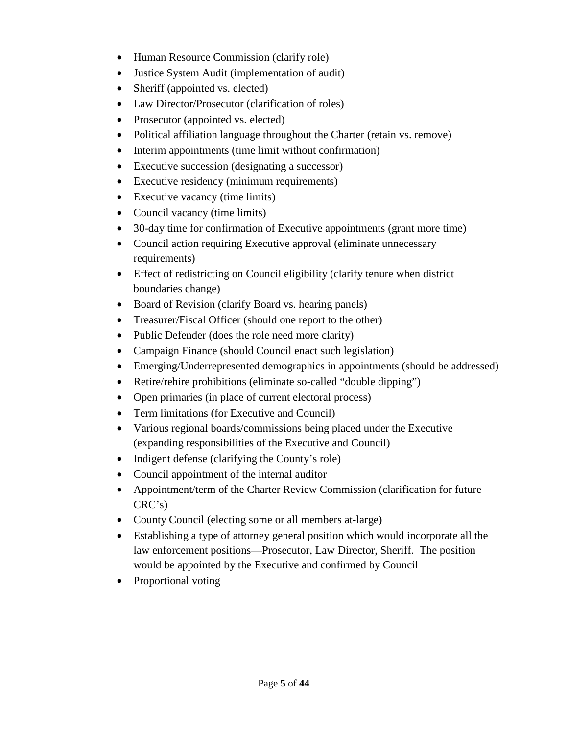- Human Resource Commission (clarify role)
- Justice System Audit (implementation of audit)
- Sheriff (appointed vs. elected)
- Law Director/Prosecutor (clarification of roles)
- Prosecutor (appointed vs. elected)
- Political affiliation language throughout the Charter (retain vs. remove)
- Interim appointments (time limit without confirmation)
- Executive succession (designating a successor)
- Executive residency (minimum requirements)
- Executive vacancy (time limits)
- Council vacancy (time limits)
- 30-day time for confirmation of Executive appointments (grant more time)
- Council action requiring Executive approval (eliminate unnecessary requirements)
- Effect of redistricting on Council eligibility (clarify tenure when district boundaries change)
- Board of Revision (clarify Board vs. hearing panels)
- Treasurer/Fiscal Officer (should one report to the other)
- Public Defender (does the role need more clarity)
- Campaign Finance (should Council enact such legislation)
- Emerging/Underrepresented demographics in appointments (should be addressed)
- Retire/rehire prohibitions (eliminate so-called "double dipping")
- Open primaries (in place of current electoral process)
- Term limitations (for Executive and Council)
- Various regional boards/commissions being placed under the Executive (expanding responsibilities of the Executive and Council)
- Indigent defense (clarifying the County's role)
- Council appointment of the internal auditor
- Appointment/term of the Charter Review Commission (clarification for future CRC's)
- County Council (electing some or all members at-large)
- Establishing a type of attorney general position which would incorporate all the law enforcement positions—Prosecutor, Law Director, Sheriff. The position would be appointed by the Executive and confirmed by Council
- Proportional voting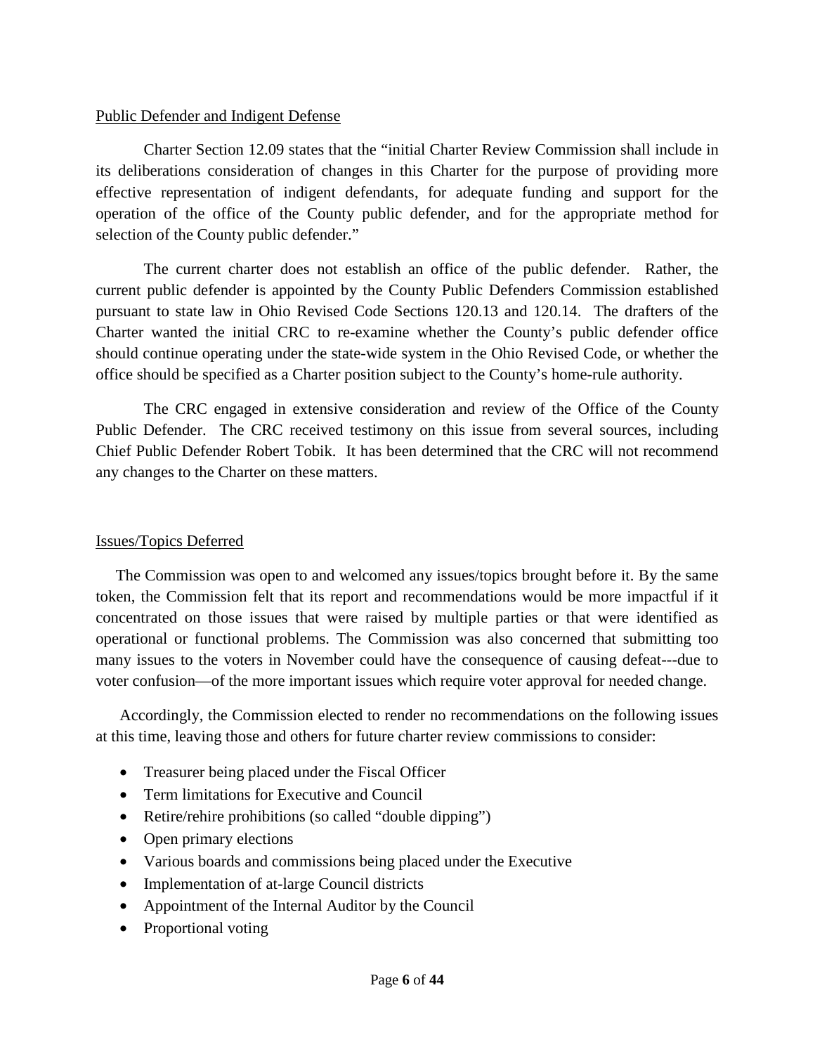Public Defender and Indigent Defense

Charter Section 12.09 states that the "initial Charter Review Commission shall include in its deliberations consideration of changes in this Charter for the purpose of providing more effective representation of indigent defendants, for adequate funding and support for the operation of the office of the County public defender, and for the appropriate method for selection of the County public defender."

The current charter does not establish an office of the public defender. Rather, the current public defender is appointed by the County Public Defenders Commission established pursuant to state law in Ohio Revised Code Sections 120.13 and 120.14. The drafters of the Charter wanted the initial CRC to re-examine whether the County's public defender office should continue operating under the state-wide system in the Ohio Revised Code, or whether the office should be specified as a Charter position subject to the County's home-rule authority.

The CRC engaged in extensive consideration and review of the Office of the County Public Defender. The CRC received testimony on this issue from several sources, including Chief Public Defender Robert Tobik. It has been determined that the CRC will not recommend any changes to the Charter on these matters.

Issues/Topics Deferred

The Commission was open to and welcomed any issues/topics brought before it. By the same token, the Commission felt that its report and recommendations would be more impactful if it concentrated on those issues that were raised by multiple parties or that were identified as operational or functional problems. The Commission was also concerned that submitting too many issues to the voters in November could have the consequence of causing defeat---due to voter confusion—of the more important issues which require voter approval for needed change.

Accordingly, the Commission elected to render no recommendations on the following issues at this time, leaving those and others for future charter review commissions to consider:

- Treasurer being placed under the Fiscal Officer
- Term limitations for Executive and Council
- Retire/rehire prohibitions (so called "double dipping")
- Open primary elections
- Various boards and commissions being placed under the Executive
- Implementation of at-large Council districts
- Appointment of the Internal Auditor by the Council
- Proportional voting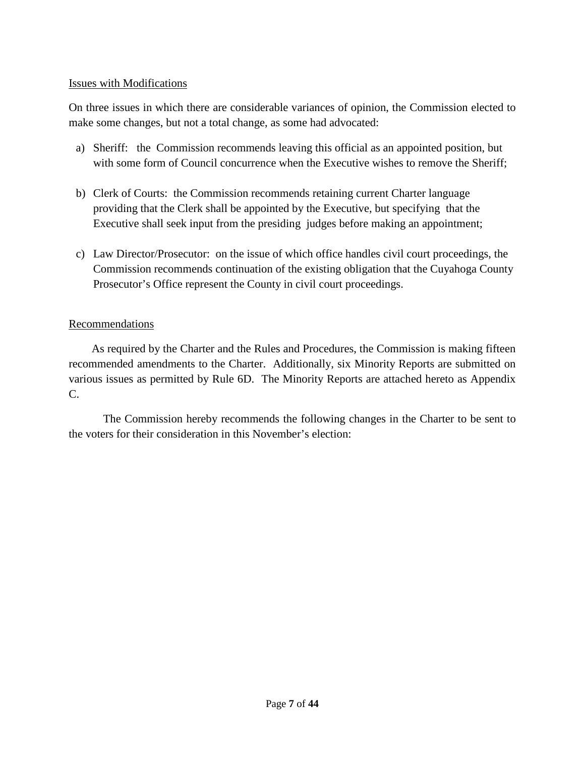Issues with Modifications

On three issues in which there are considerable variances of opinion, the Commission elected to make some changes, but not a total change, as some had advocated:

a) Sheriff: the Commission recommends leaving this official as an appointed position, but with some form of Council concurrence when the Executive wishes to remove the Sheriff;

b) Clerk of Courts: the Commission recommends retaining current Charter language providing that the Clerk shall be appointed by the Executive, but specifying that the Executive shall seek input from the presiding judges before making an appointment;

c) Law Director/Prosecutor: on the issue of which office handles civil court proceedings, the Commission recommends continuation of the existing obligation that the Cuyahoga County Prosecutor's Office represent the County in civil court proceedings.

Recommendations

As required by the Charter and the Rules and Procedures, the Commission is making fifteen recommended amendments to the Charter. Additionally, six Minority Reports are submitted on various issues as permitted by Rule 6D. The Minority Reports are attached hereto as Appendix C.

The Commission hereby recommends the following changes in the Charter to be sent to the voters for their consideration in this November's election: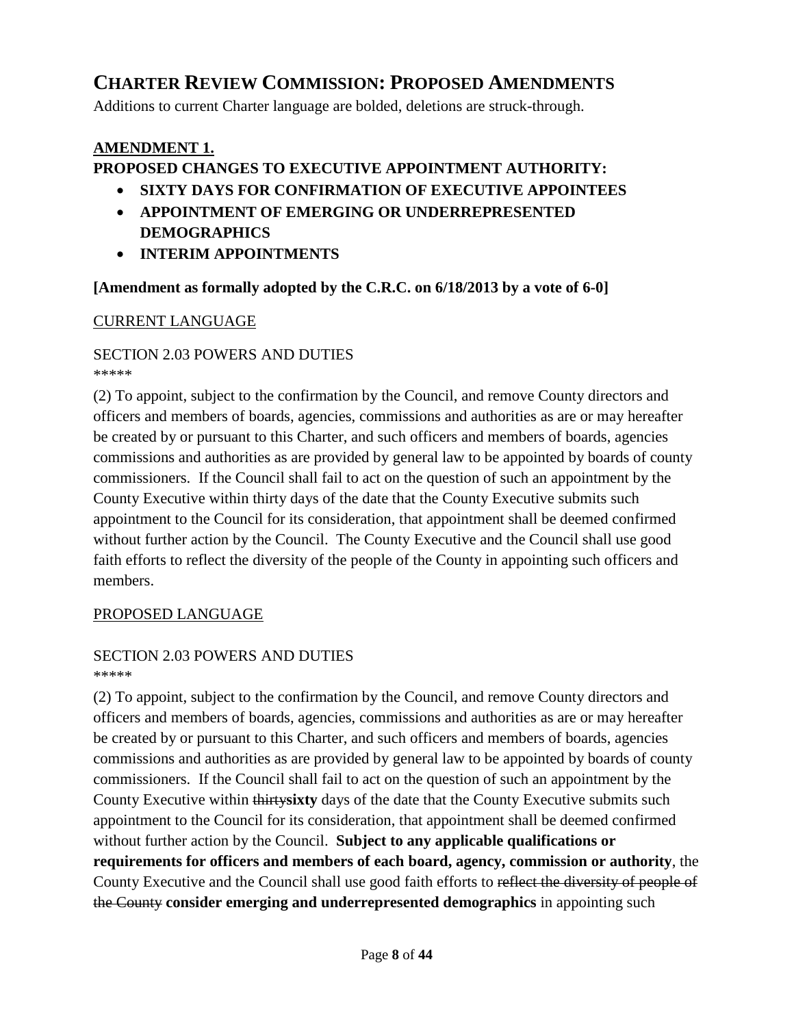# CHARTER REVIEW COMMISSION: PROPOSED AMENDMENTS

Additions to current Charter language are bolded, deletions are struck-through.

## AMENDMENT 1.

**PROPOSED CHANGES TO EXECUTIVE APPOINTMENT AUTHORITY:**

- **SIXTY DAYS FOR CONFIRMATION OF EXECUTIVE APPOINTEES**
- **APPOINTMENT OF EMERGING OR UNDERREPRESENTED DEMOGRAPHICS**
- **INTERIM APPOINTMENTS**

**[Amendment as formally adopted by the C.R.C. on 6/18/2013 by a vote of 6-0]**

CURRENT LANGUAGE

SECTION 2.03 POWERS AND DUTIES

*****

(2) To appoint, subject to the confirmation by the Council, and remove County directors and officers and members of boards, agencies, commissions and authorities as are or may hereafter be created by or pursuant to this Charter, and such officers and members of boards, agencies commissions and authorities as are provided by general law to be appointed by boards of county commissioners. If the Council shall fail to act on the question of such an appointment by the County Executive within thirty days of the date that the County Executive submits such appointment to the Council for its consideration, that appointment shall be deemed confirmed without further action by the Council. The County Executive and the Council shall use good faith efforts to reflect the diversity of the people of the County in appointing such officers and members.

PROPOSED LANGUAGE

SECTION 2.03 POWERS AND DUTIES

*****

(2) To appoint, subject to the confirmation by the Council, and remove County directors and officers and members of boards, agencies, commissions and authorities as are or may hereafter be created by or pursuant to this Charter, and such officers and members of boards, agencies commissions and authorities as are provided by general law to be appointed by boards of county commissioners. If the Council shall fail to act on the question of such an appointment by the County Executive within ~~thirty~~**sixty** days of the date that the County Executive submits such appointment to the Council for its consideration, that appointment shall be deemed confirmed without further action by the Council. **Subject to any applicable qualifications or requirements for officers and members of each board, agency, commission or authority**, the County Executive and the Council shall use good faith efforts to ~~reflect the diversity of people of the County~~ **consider emerging and underrepresented demographics** in appointing such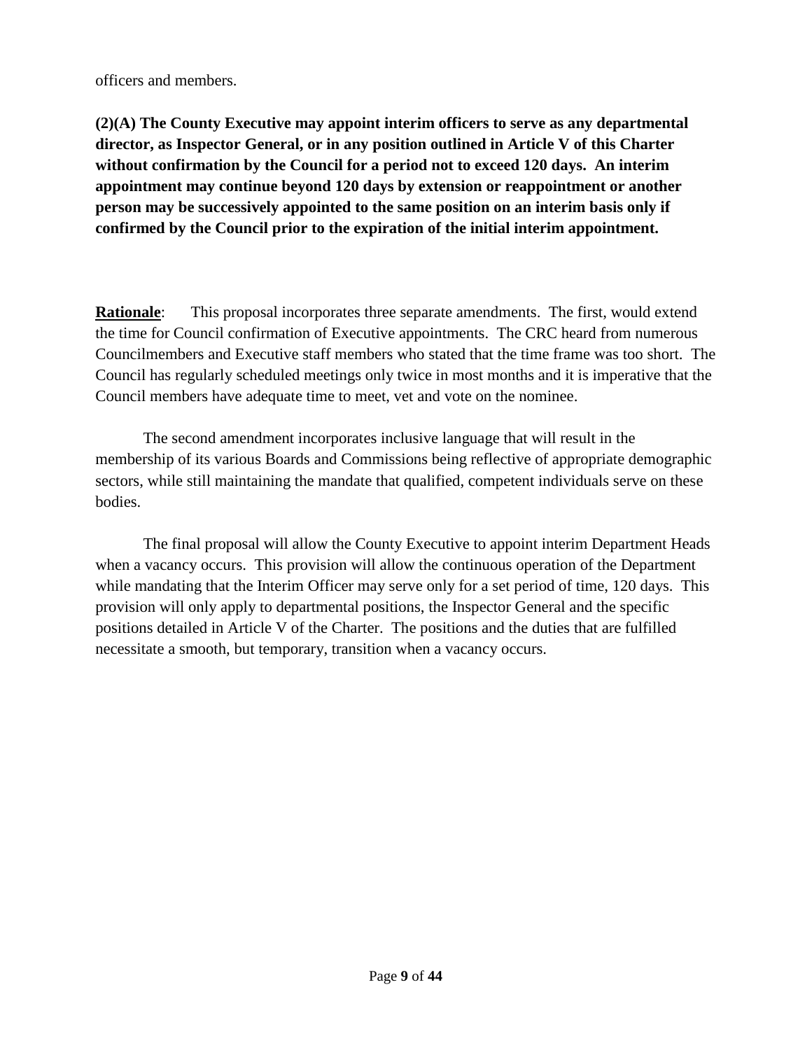officers and members.

**(2)(A) The County Executive may appoint interim officers to serve as any departmental director, as Inspector General, or in any position outlined in Article V of this Charter without confirmation by the Council for a period not to exceed 120 days. An interim appointment may continue beyond 120 days by extension or reappointment or another person may be successively appointed to the same position on an interim basis only if confirmed by the Council prior to the expiration of the initial interim appointment.**

**<u>Rationale</u>**: This proposal incorporates three separate amendments. The first, would extend the time for Council confirmation of Executive appointments. The CRC heard from numerous Councilmembers and Executive staff members who stated that the time frame was too short. The Council has regularly scheduled meetings only twice in most months and it is imperative that the Council members have adequate time to meet, vet and vote on the nominee.

The second amendment incorporates inclusive language that will result in the membership of its various Boards and Commissions being reflective of appropriate demographic sectors, while still maintaining the mandate that qualified, competent individuals serve on these bodies.

The final proposal will allow the County Executive to appoint interim Department Heads when a vacancy occurs. This provision will allow the continuous operation of the Department while mandating that the Interim Officer may serve only for a set period of time, 120 days. This provision will only apply to departmental positions, the Inspector General and the specific positions detailed in Article V of the Charter. The positions and the duties that are fulfilled necessitate a smooth, but temporary, transition when a vacancy occurs.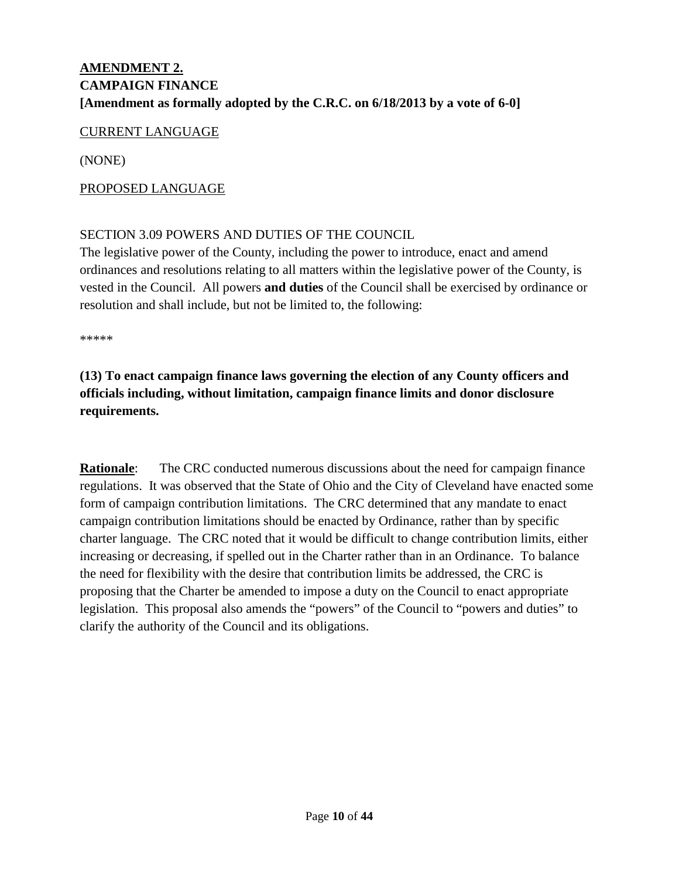**<u>AMENDMENT 2.</u>**
**CAMPAIGN FINANCE**
**[Amendment as formally adopted by the C.R.C. on 6/18/2013 by a vote of 6-0]**

<u>CURRENT LANGUAGE</u>

(NONE)

<u>PROPOSED LANGUAGE</u>

SECTION 3.09 POWERS AND DUTIES OF THE COUNCIL
The legislative power of the County, including the power to introduce, enact and amend ordinances and resolutions relating to all matters within the legislative power of the County, is vested in the Council. All powers **and duties** of the Council shall be exercised by ordinance or resolution and shall include, but not be limited to, the following:

*****

**(13) To enact campaign finance laws governing the election of any County officers and officials including, without limitation, campaign finance limits and donor disclosure requirements.**

**<u>Rationale</u>**: The CRC conducted numerous discussions about the need for campaign finance regulations. It was observed that the State of Ohio and the City of Cleveland have enacted some form of campaign contribution limitations. The CRC determined that any mandate to enact campaign contribution limitations should be enacted by Ordinance, rather than by specific charter language. The CRC noted that it would be difficult to change contribution limits, either increasing or decreasing, if spelled out in the Charter rather than in an Ordinance. To balance the need for flexibility with the desire that contribution limits be addressed, the CRC is proposing that the Charter be amended to impose a duty on the Council to enact appropriate legislation. This proposal also amends the "powers" of the Council to "powers and duties" to clarify the authority of the Council and its obligations.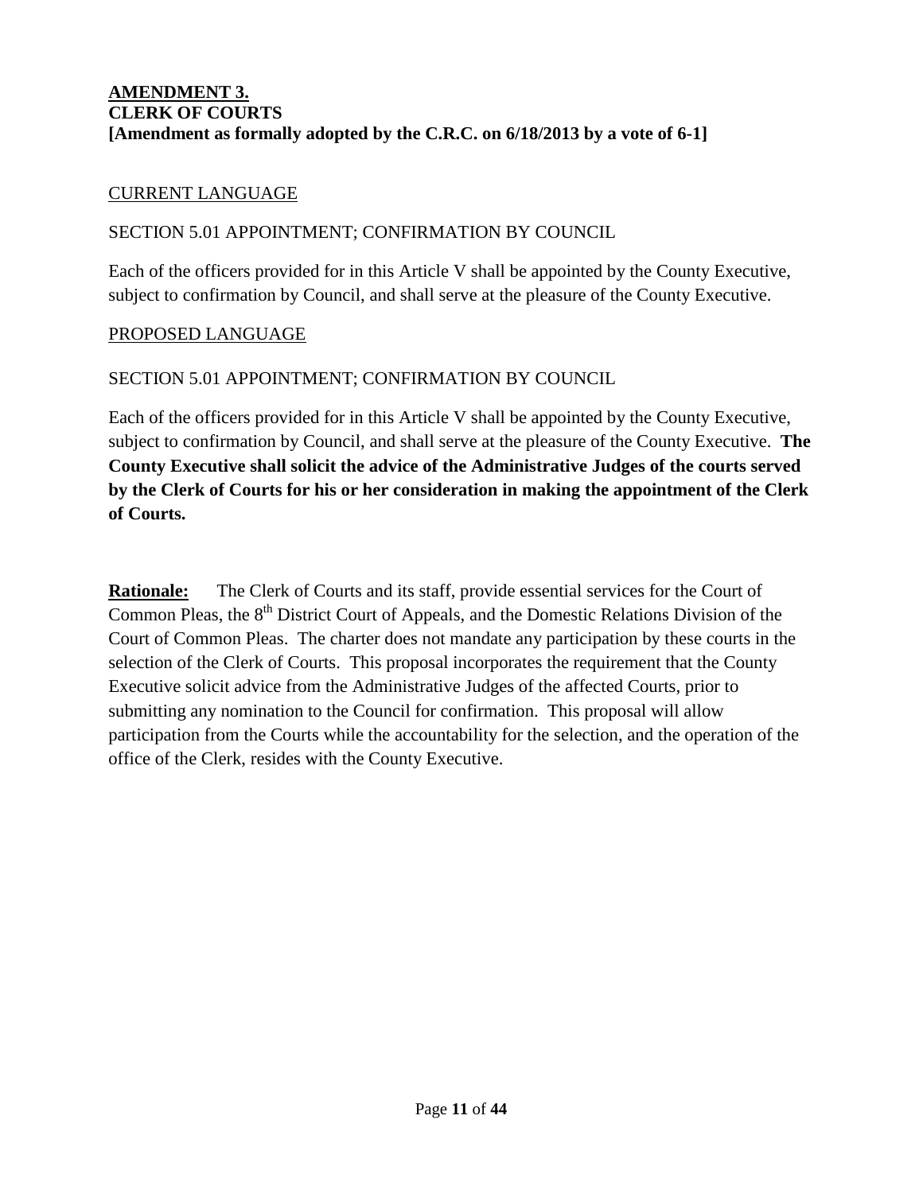**AMENDMENT 3.**
**CLERK OF COURTS**
**[Amendment as formally adopted by the C.R.C. on 6/18/2013 by a vote of 6-1]**

CURRENT LANGUAGE

SECTION 5.01 APPOINTMENT; CONFIRMATION BY COUNCIL

Each of the officers provided for in this Article V shall be appointed by the County Executive, subject to confirmation by Council, and shall serve at the pleasure of the County Executive.

PROPOSED LANGUAGE

SECTION 5.01 APPOINTMENT; CONFIRMATION BY COUNCIL

Each of the officers provided for in this Article V shall be appointed by the County Executive, subject to confirmation by Council, and shall serve at the pleasure of the County Executive. **The County Executive shall solicit the advice of the Administrative Judges of the courts served by the Clerk of Courts for his or her consideration in making the appointment of the Clerk of Courts.**

**Rationale:** The Clerk of Courts and its staff, provide essential services for the Court of Common Pleas, the 8th District Court of Appeals, and the Domestic Relations Division of the Court of Common Pleas. The charter does not mandate any participation by these courts in the selection of the Clerk of Courts. This proposal incorporates the requirement that the County Executive solicit advice from the Administrative Judges of the affected Courts, prior to submitting any nomination to the Council for confirmation. This proposal will allow participation from the Courts while the accountability for the selection, and the operation of the office of the Clerk, resides with the County Executive.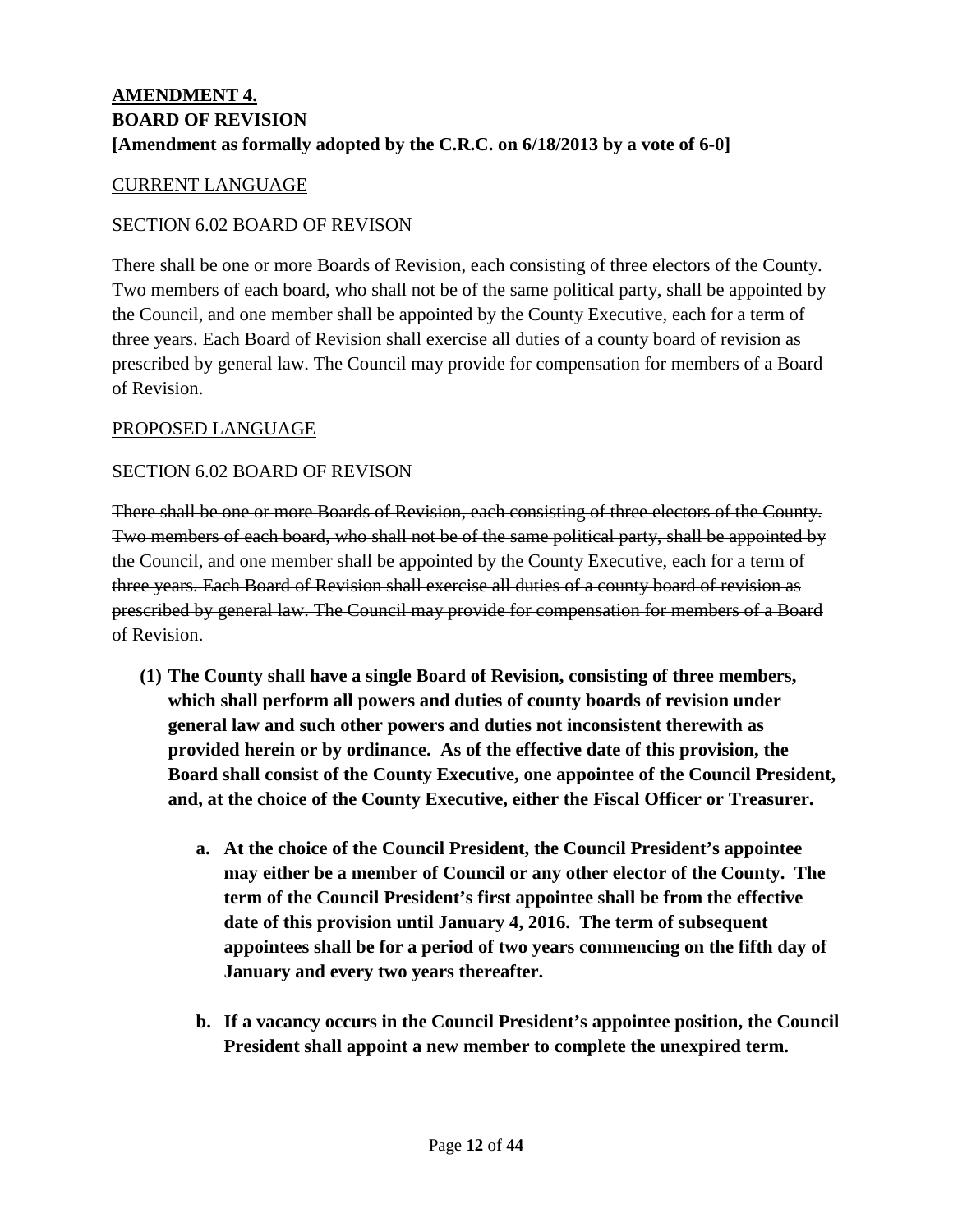**<u>AMENDMENT 4.</u>**
**BOARD OF REVISION**
**[Amendment as formally adopted by the C.R.C. on 6/18/2013 by a vote of 6-0]**

<u>CURRENT LANGUAGE</u>

SECTION 6.02 BOARD OF REVISON

There shall be one or more Boards of Revision, each consisting of three electors of the County. Two members of each board, who shall not be of the same political party, shall be appointed by the Council, and one member shall be appointed by the County Executive, each for a term of three years. Each Board of Revision shall exercise all duties of a county board of revision as prescribed by general law. The Council may provide for compensation for members of a Board of Revision.

<u>PROPOSED LANGUAGE</u>

SECTION 6.02 BOARD OF REVISON

~~There shall be one or more Boards of Revision, each consisting of three electors of the County. Two members of each board, who shall not be of the same political party, shall be appointed by the Council, and one member shall be appointed by the County Executive, each for a term of three years. Each Board of Revision shall exercise all duties of a county board of revision as prescribed by general law. The Council may provide for compensation for members of a Board of Revision.~~

**(1) The County shall have a single Board of Revision, consisting of three members, which shall perform all powers and duties of county boards of revision under general law and such other powers and duties not inconsistent therewith as provided herein or by ordinance. As of the effective date of this provision, the Board shall consist of the County Executive, one appointee of the Council President, and, at the choice of the County Executive, either the Fiscal Officer or Treasurer.**

**a. At the choice of the Council President, the Council President's appointee may either be a member of Council or any other elector of the County. The term of the Council President's first appointee shall be from the effective date of this provision until January 4, 2016. The term of subsequent appointees shall be for a period of two years commencing on the fifth day of January and every two years thereafter.**

**b. If a vacancy occurs in the Council President's appointee position, the Council President shall appoint a new member to complete the unexpired term.**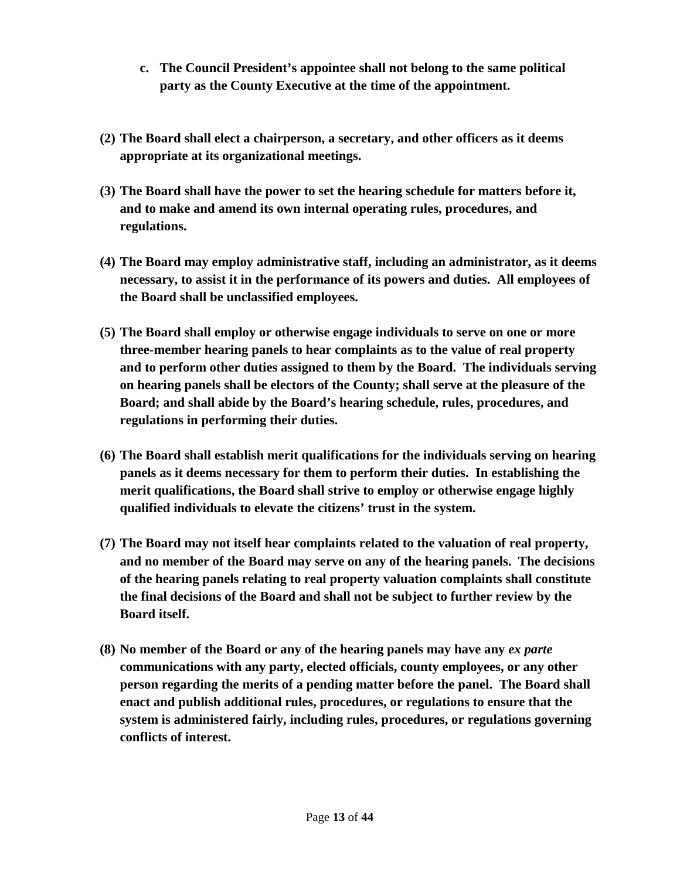c. **The Council President's appointee shall not belong to the same political party as the County Executive at the time of the appointment.**

**(2) The Board shall elect a chairperson, a secretary, and other officers as it deems appropriate at its organizational meetings.**

**(3) The Board shall have the power to set the hearing schedule for matters before it, and to make and amend its own internal operating rules, procedures, and regulations.**

**(4) The Board may employ administrative staff, including an administrator, as it deems necessary, to assist it in the performance of its powers and duties. All employees of the Board shall be unclassified employees.**

**(5) The Board shall employ or otherwise engage individuals to serve on one or more three-member hearing panels to hear complaints as to the value of real property and to perform other duties assigned to them by the Board. The individuals serving on hearing panels shall be electors of the County; shall serve at the pleasure of the Board; and shall abide by the Board's hearing schedule, rules, procedures, and regulations in performing their duties.**

**(6) The Board shall establish merit qualifications for the individuals serving on hearing panels as it deems necessary for them to perform their duties. In establishing the merit qualifications, the Board shall strive to employ or otherwise engage highly qualified individuals to elevate the citizens' trust in the system.**

**(7) The Board may not itself hear complaints related to the valuation of real property, and no member of the Board may serve on any of the hearing panels. The decisions of the hearing panels relating to real property valuation complaints shall constitute the final decisions of the Board and shall not be subject to further review by the Board itself.**

**(8) No member of the Board or any of the hearing panels may have any *ex parte* communications with any party, elected officials, county employees, or any other person regarding the merits of a pending matter before the panel. The Board shall enact and publish additional rules, procedures, or regulations to ensure that the system is administered fairly, including rules, procedures, or regulations governing conflicts of interest.**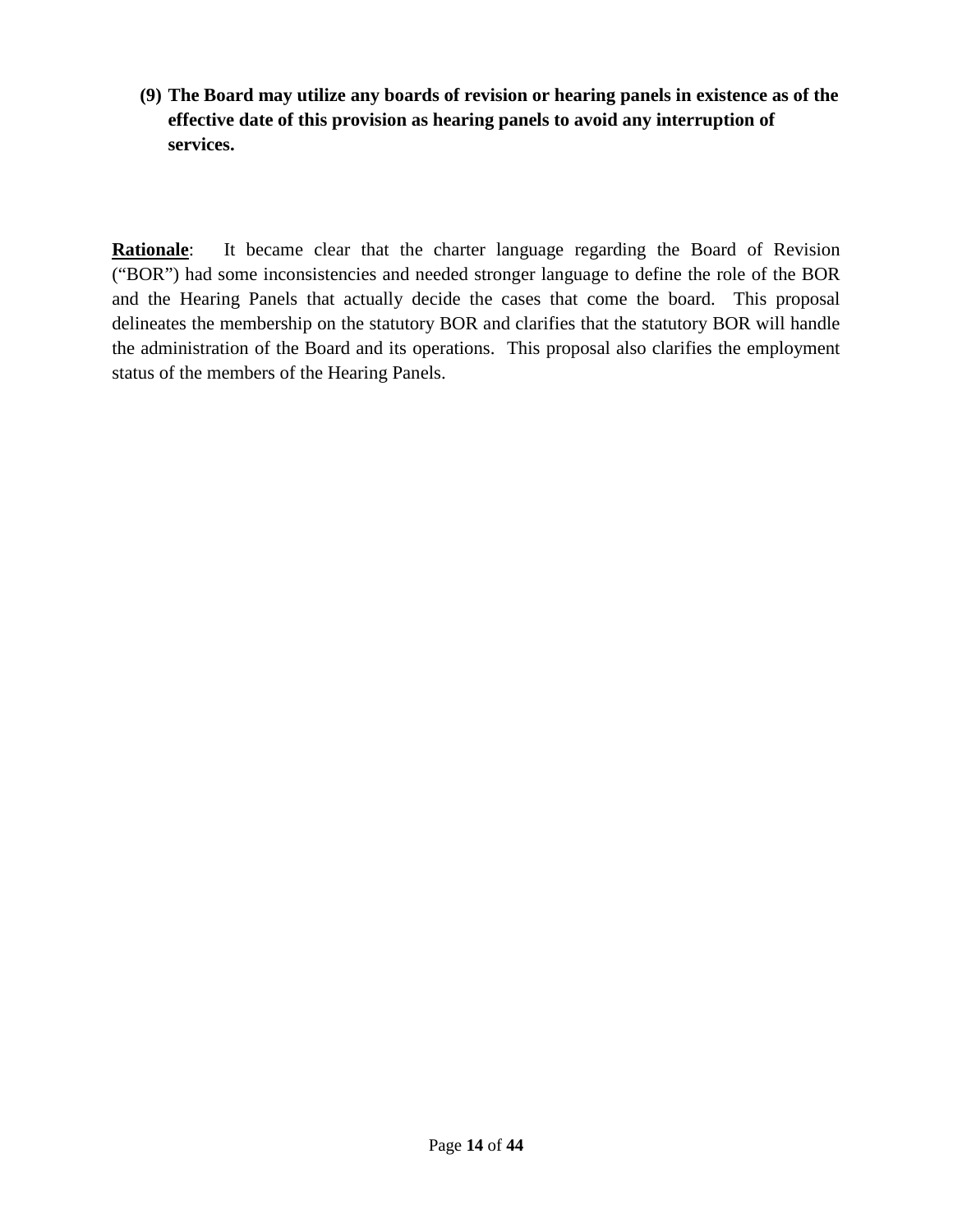**(9) The Board may utilize any boards of revision or hearing panels in existence as of the effective date of this provision as hearing panels to avoid any interruption of services.**

**Rationale**: It became clear that the charter language regarding the Board of Revision ("BOR") had some inconsistencies and needed stronger language to define the role of the BOR and the Hearing Panels that actually decide the cases that come the board. This proposal delineates the membership on the statutory BOR and clarifies that the statutory BOR will handle the administration of the Board and its operations. This proposal also clarifies the employment status of the members of the Hearing Panels.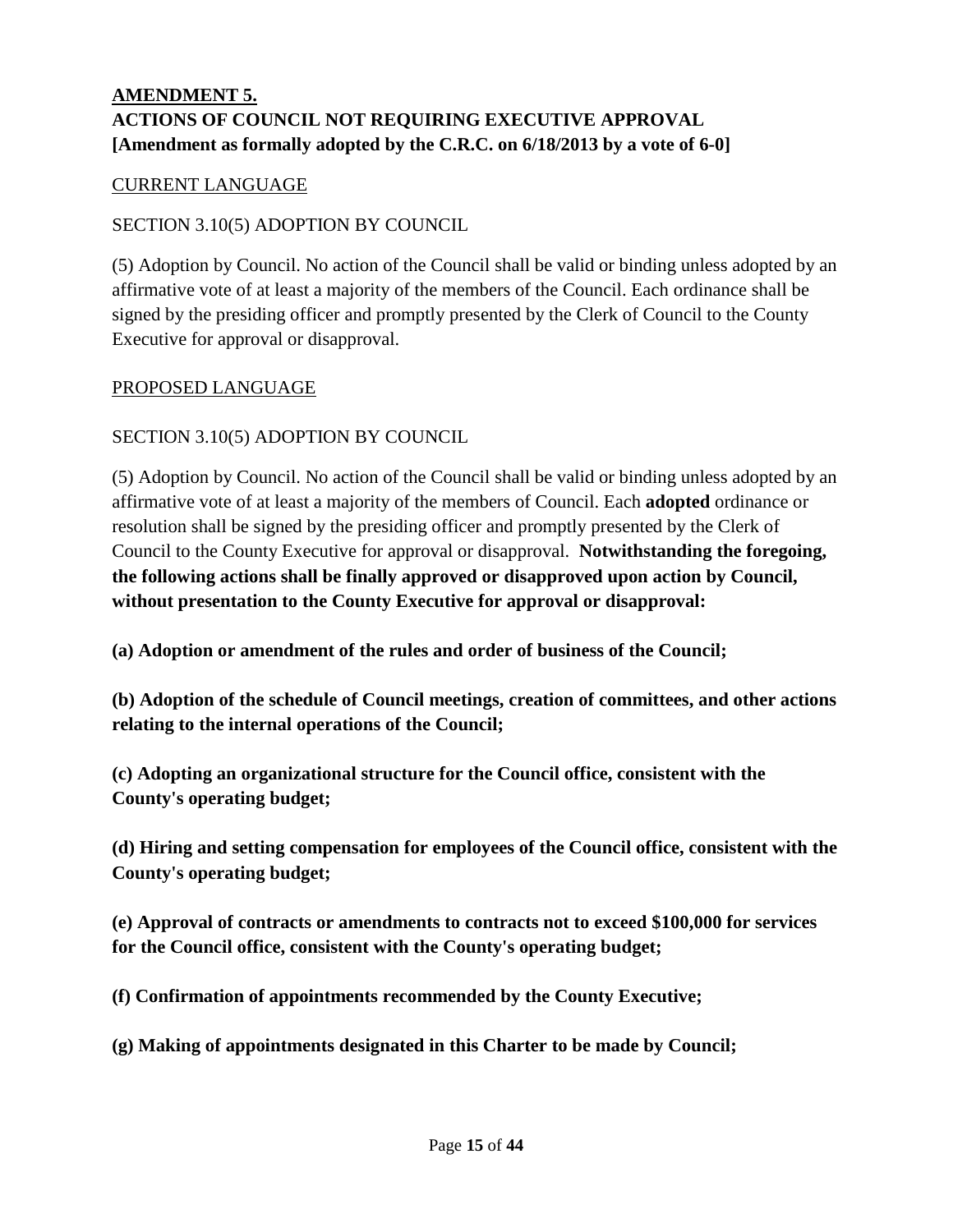**AMENDMENT 5.**

**ACTIONS OF COUNCIL NOT REQUIRING EXECUTIVE APPROVAL**

**[Amendment as formally adopted by the C.R.C. on 6/18/2013 by a vote of 6-0]**

CURRENT LANGUAGE

SECTION 3.10(5) ADOPTION BY COUNCIL

(5) Adoption by Council. No action of the Council shall be valid or binding unless adopted by an affirmative vote of at least a majority of the members of the Council. Each ordinance shall be signed by the presiding officer and promptly presented by the Clerk of Council to the County Executive for approval or disapproval.

PROPOSED LANGUAGE

SECTION 3.10(5) ADOPTION BY COUNCIL

(5) Adoption by Council. No action of the Council shall be valid or binding unless adopted by an affirmative vote of at least a majority of the members of Council. Each **adopted** ordinance or resolution shall be signed by the presiding officer and promptly presented by the Clerk of Council to the County Executive for approval or disapproval. **Notwithstanding the foregoing, the following actions shall be finally approved or disapproved upon action by Council, without presentation to the County Executive for approval or disapproval:**

**(a) Adoption or amendment of the rules and order of business of the Council;**

**(b) Adoption of the schedule of Council meetings, creation of committees, and other actions relating to the internal operations of the Council;**

**(c) Adopting an organizational structure for the Council office, consistent with the County's operating budget;**

**(d) Hiring and setting compensation for employees of the Council office, consistent with the County's operating budget;**

**(e) Approval of contracts or amendments to contracts not to exceed $100,000 for services for the Council office, consistent with the County's operating budget;**

**(f) Confirmation of appointments recommended by the County Executive;**

**(g) Making of appointments designated in this Charter to be made by Council;**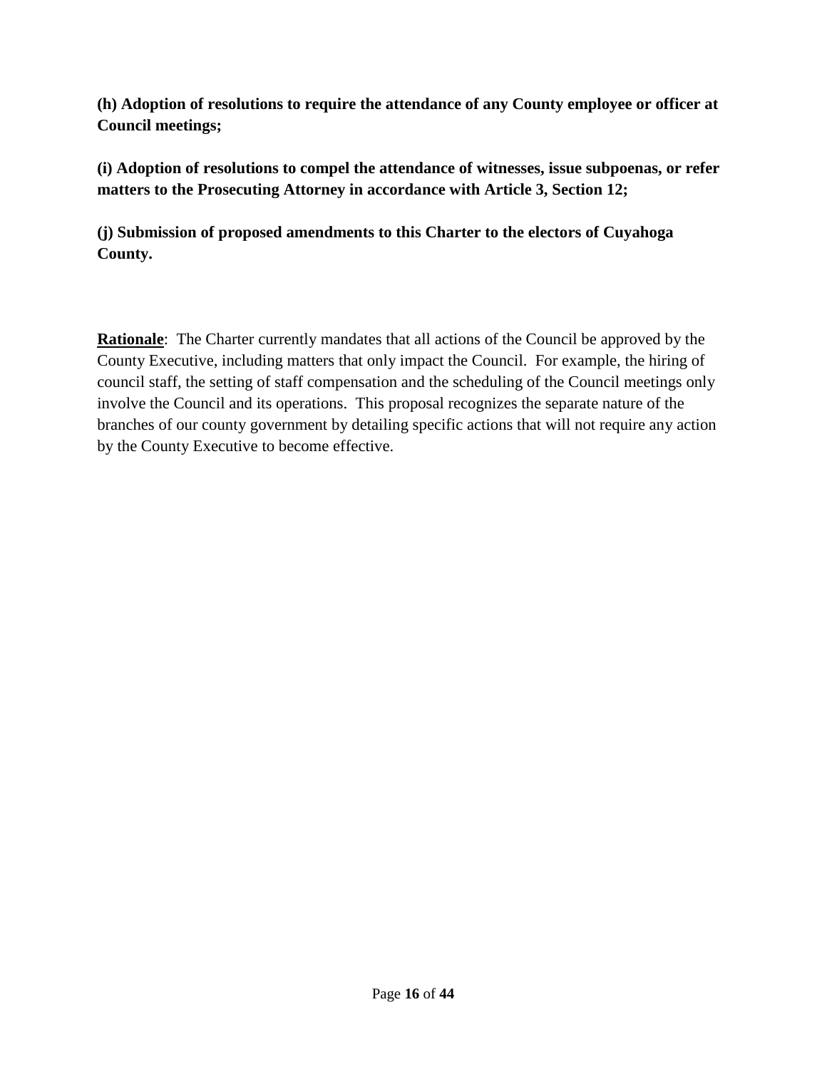**(h) Adoption of resolutions to require the attendance of any County employee or officer at Council meetings;**

**(i) Adoption of resolutions to compel the attendance of witnesses, issue subpoenas, or refer matters to the Prosecuting Attorney in accordance with Article 3, Section 12;**

**(j) Submission of proposed amendments to this Charter to the electors of Cuyahoga County.**

<u>**Rationale**</u>: The Charter currently mandates that all actions of the Council be approved by the County Executive, including matters that only impact the Council. For example, the hiring of council staff, the setting of staff compensation and the scheduling of the Council meetings only involve the Council and its operations. This proposal recognizes the separate nature of the branches of our county government by detailing specific actions that will not require any action by the County Executive to become effective.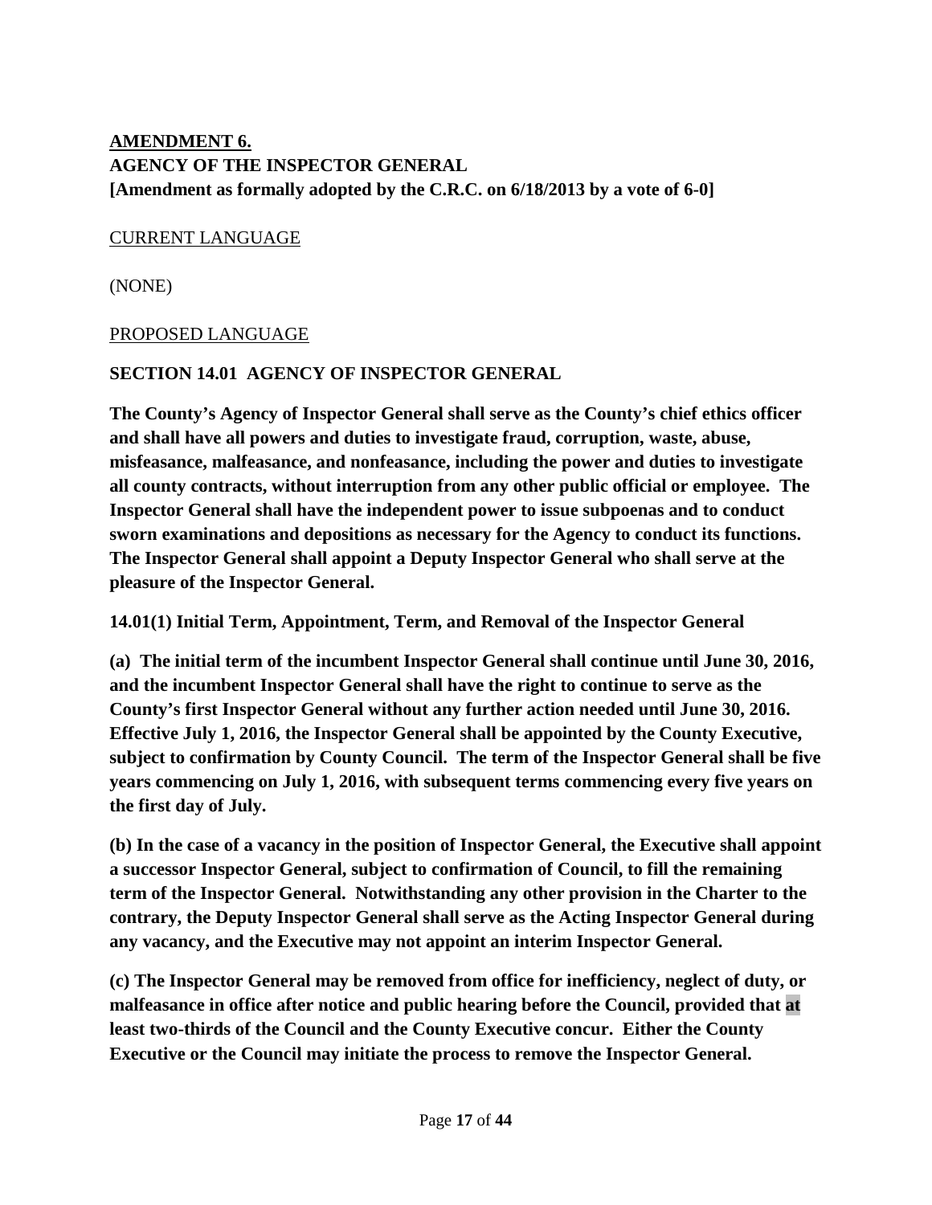**AMENDMENT 6.**
**AGENCY OF THE INSPECTOR GENERAL**
**[Amendment as formally adopted by the C.R.C. on 6/18/2013 by a vote of 6-0]**

CURRENT LANGUAGE

(NONE)

PROPOSED LANGUAGE

**SECTION 14.01 AGENCY OF INSPECTOR GENERAL**

**The County's Agency of Inspector General shall serve as the County's chief ethics officer and shall have all powers and duties to investigate fraud, corruption, waste, abuse, misfeasance, malfeasance, and nonfeasance, including the power and duties to investigate all county contracts, without interruption from any other public official or employee. The Inspector General shall have the independent power to issue subpoenas and to conduct sworn examinations and depositions as necessary for the Agency to conduct its functions. The Inspector General shall appoint a Deputy Inspector General who shall serve at the pleasure of the Inspector General.**

**14.01(1) Initial Term, Appointment, Term, and Removal of the Inspector General**

**(a) The initial term of the incumbent Inspector General shall continue until June 30, 2016, and the incumbent Inspector General shall have the right to continue to serve as the County's first Inspector General without any further action needed until June 30, 2016. Effective July 1, 2016, the Inspector General shall be appointed by the County Executive, subject to confirmation by County Council. The term of the Inspector General shall be five years commencing on July 1, 2016, with subsequent terms commencing every five years on the first day of July.**

**(b) In the case of a vacancy in the position of Inspector General, the Executive shall appoint a successor Inspector General, subject to confirmation of Council, to fill the remaining term of the Inspector General. Notwithstanding any other provision in the Charter to the contrary, the Deputy Inspector General shall serve as the Acting Inspector General during any vacancy, and the Executive may not appoint an interim Inspector General.**

**(c) The Inspector General may be removed from office for inefficiency, neglect of duty, or malfeasance in office after notice and public hearing before the Council, provided that at least two-thirds of the Council and the County Executive concur. Either the County Executive or the Council may initiate the process to remove the Inspector General.**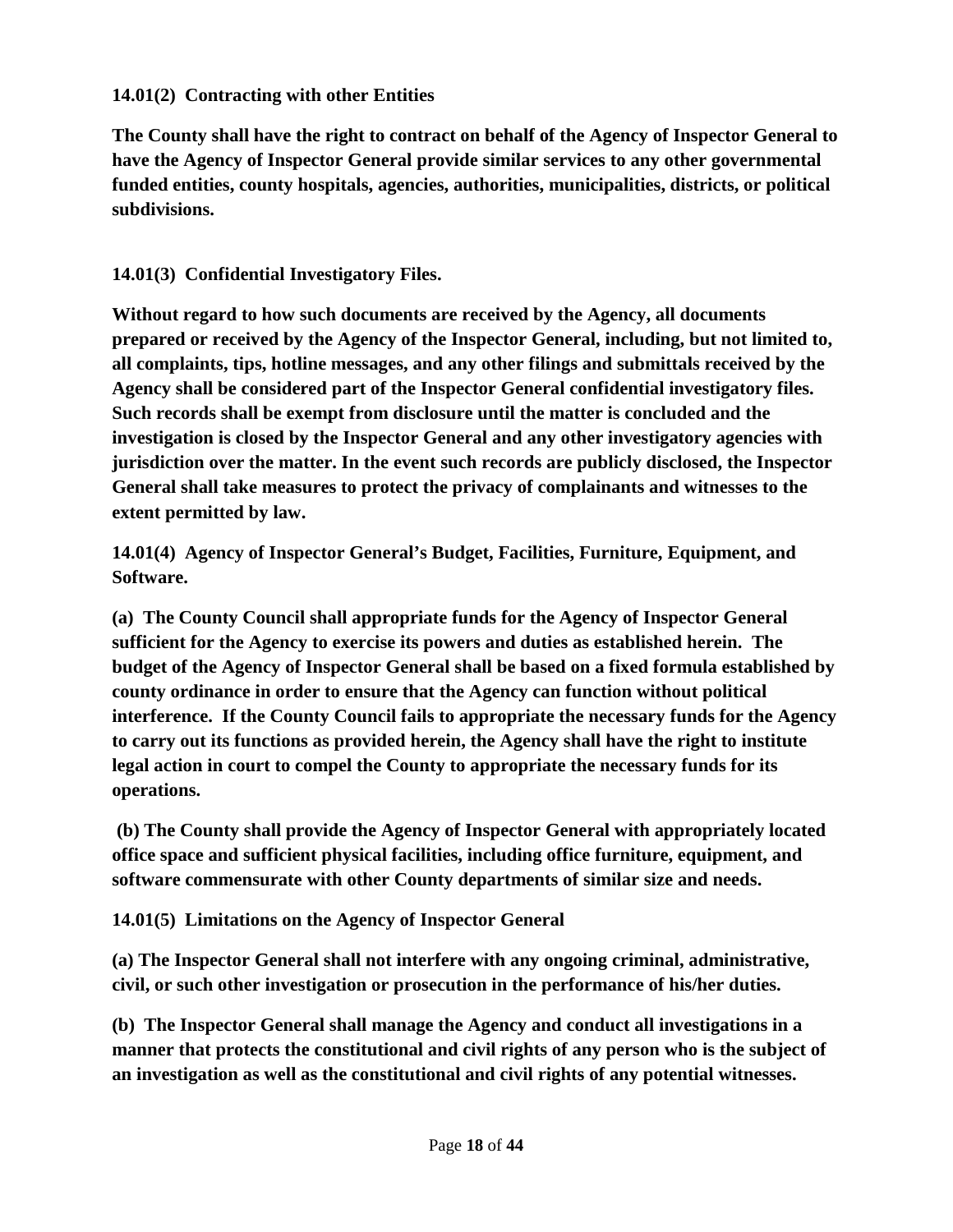**14.01(2) Contracting with other Entities**

**The County shall have the right to contract on behalf of the Agency of Inspector General to have the Agency of Inspector General provide similar services to any other governmental funded entities, county hospitals, agencies, authorities, municipalities, districts, or political subdivisions.**

**14.01(3) Confidential Investigatory Files.**

**Without regard to how such documents are received by the Agency, all documents prepared or received by the Agency of the Inspector General, including, but not limited to, all complaints, tips, hotline messages, and any other filings and submittals received by the Agency shall be considered part of the Inspector General confidential investigatory files. Such records shall be exempt from disclosure until the matter is concluded and the investigation is closed by the Inspector General and any other investigatory agencies with jurisdiction over the matter. In the event such records are publicly disclosed, the Inspector General shall take measures to protect the privacy of complainants and witnesses to the extent permitted by law.**

**14.01(4) Agency of Inspector General's Budget, Facilities, Furniture, Equipment, and Software.**

**(a) The County Council shall appropriate funds for the Agency of Inspector General sufficient for the Agency to exercise its powers and duties as established herein. The budget of the Agency of Inspector General shall be based on a fixed formula established by county ordinance in order to ensure that the Agency can function without political interference. If the County Council fails to appropriate the necessary funds for the Agency to carry out its functions as provided herein, the Agency shall have the right to institute legal action in court to compel the County to appropriate the necessary funds for its operations.**

**(b) The County shall provide the Agency of Inspector General with appropriately located office space and sufficient physical facilities, including office furniture, equipment, and software commensurate with other County departments of similar size and needs.**

**14.01(5) Limitations on the Agency of Inspector General**

**(a) The Inspector General shall not interfere with any ongoing criminal, administrative, civil, or such other investigation or prosecution in the performance of his/her duties.**

**(b) The Inspector General shall manage the Agency and conduct all investigations in a manner that protects the constitutional and civil rights of any person who is the subject of an investigation as well as the constitutional and civil rights of any potential witnesses.**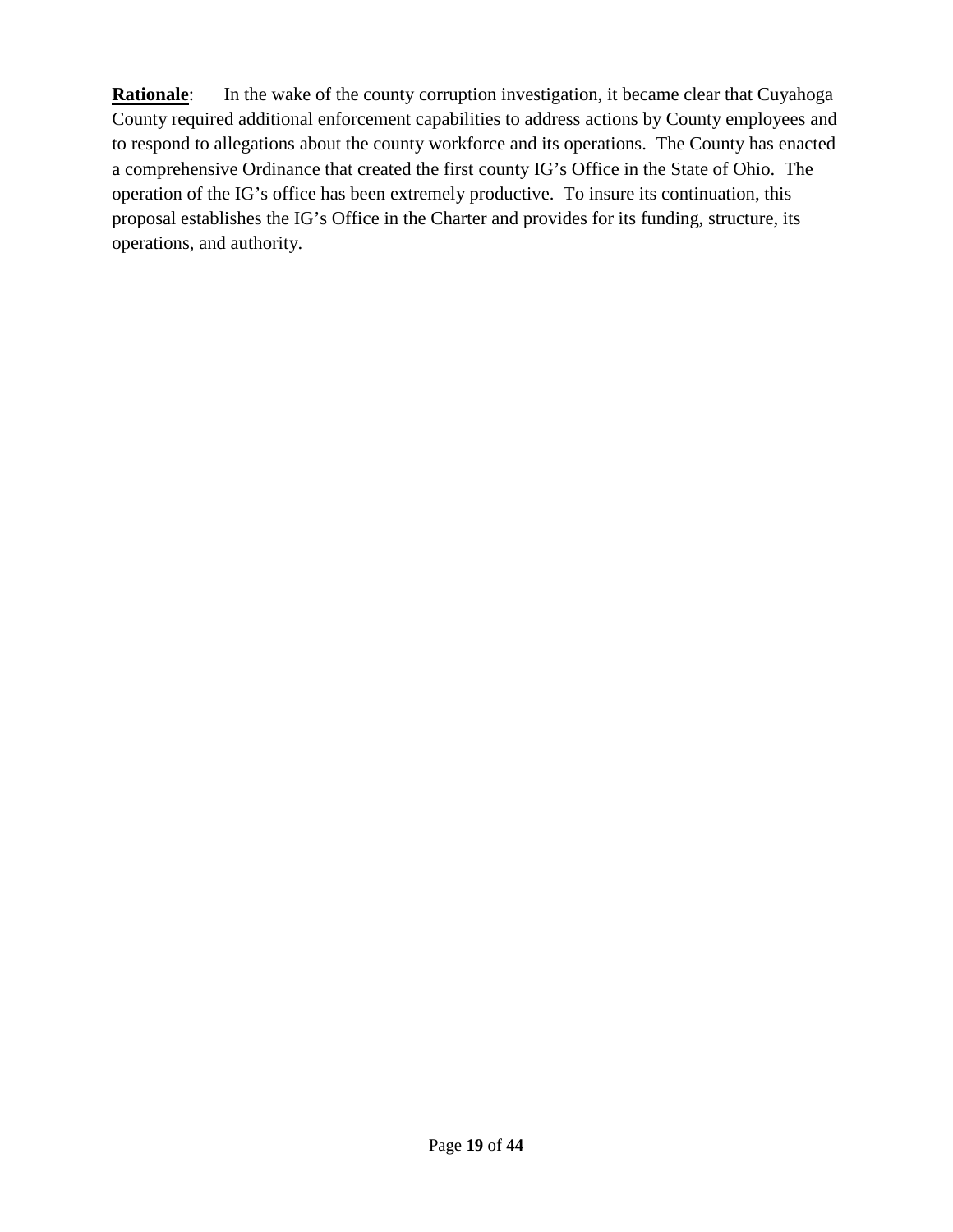**Rationale**: In the wake of the county corruption investigation, it became clear that Cuyahoga County required additional enforcement capabilities to address actions by County employees and to respond to allegations about the county workforce and its operations. The County has enacted a comprehensive Ordinance that created the first county IG's Office in the State of Ohio. The operation of the IG's office has been extremely productive. To insure its continuation, this proposal establishes the IG's Office in the Charter and provides for its funding, structure, its operations, and authority.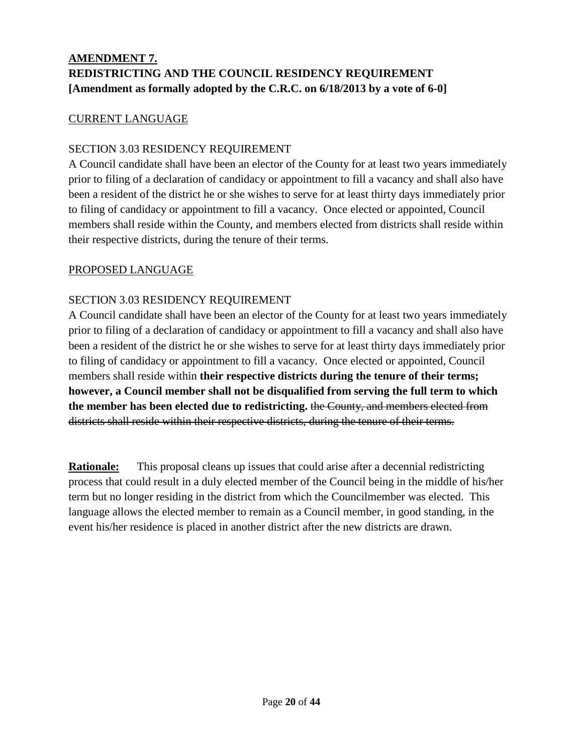**AMENDMENT 7.**
**REDISTRICTING AND THE COUNCIL RESIDENCY REQUIREMENT**
**[Amendment as formally adopted by the C.R.C. on 6/18/2013 by a vote of 6-0]**

<u>CURRENT LANGUAGE</u>

SECTION 3.03 RESIDENCY REQUIREMENT

A Council candidate shall have been an elector of the County for at least two years immediately prior to filing of a declaration of candidacy or appointment to fill a vacancy and shall also have been a resident of the district he or she wishes to serve for at least thirty days immediately prior to filing of candidacy or appointment to fill a vacancy. Once elected or appointed, Council members shall reside within the County, and members elected from districts shall reside within their respective districts, during the tenure of their terms.

<u>PROPOSED LANGUAGE</u>

SECTION 3.03 RESIDENCY REQUIREMENT

A Council candidate shall have been an elector of the County for at least two years immediately prior to filing of a declaration of candidacy or appointment to fill a vacancy and shall also have been a resident of the district he or she wishes to serve for at least thirty days immediately prior to filing of candidacy or appointment to fill a vacancy. Once elected or appointed, Council members shall reside within **their respective districts during the tenure of their terms; however, a Council member shall not be disqualified from serving the full term to which the member has been elected due to redistricting.** ~~the County, and members elected from districts shall reside within their respective districts, during the tenure of their terms.~~

**Rationale:** This proposal cleans up issues that could arise after a decennial redistricting process that could result in a duly elected member of the Council being in the middle of his/her term but no longer residing in the district from which the Councilmember was elected. This language allows the elected member to remain as a Council member, in good standing, in the event his/her residence is placed in another district after the new districts are drawn.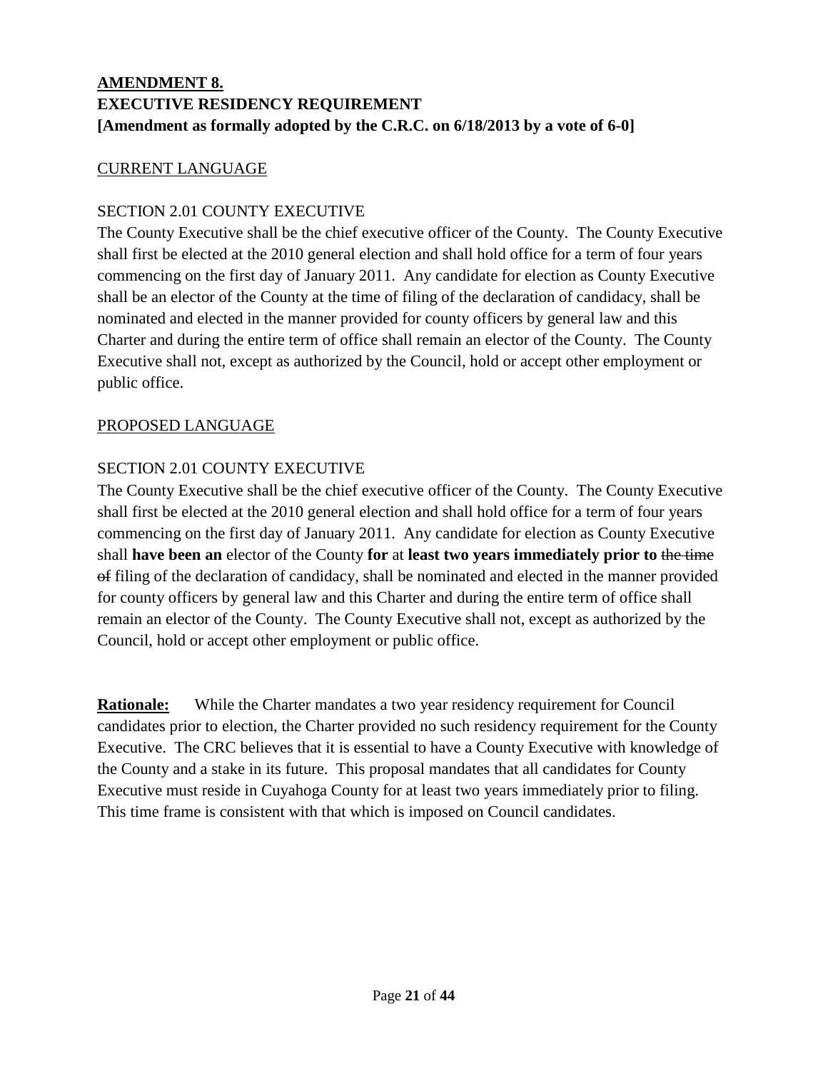## **AMENDMENT 8.**
## **EXECUTIVE RESIDENCY REQUIREMENT**
## **[Amendment as formally adopted by the C.R.C. on 6/18/2013 by a vote of 6-0]**

<u>CURRENT LANGUAGE</u>

SECTION 2.01 COUNTY EXECUTIVE

The County Executive shall be the chief executive officer of the County. The County Executive shall first be elected at the 2010 general election and shall hold office for a term of four years commencing on the first day of January 2011. Any candidate for election as County Executive shall be an elector of the County at the time of filing of the declaration of candidacy, shall be nominated and elected in the manner provided for county officers by general law and this Charter and during the entire term of office shall remain an elector of the County. The County Executive shall not, except as authorized by the Council, hold or accept other employment or public office.

<u>PROPOSED LANGUAGE</u>

SECTION 2.01 COUNTY EXECUTIVE

The County Executive shall be the chief executive officer of the County. The County Executive shall first be elected at the 2010 general election and shall hold office for a term of four years commencing on the first day of January 2011. Any candidate for election as County Executive shall **have been an** elector of the County **for** at **least two years immediately prior to** ~~the time of~~ filing of the declaration of candidacy, shall be nominated and elected in the manner provided for county officers by general law and this Charter and during the entire term of office shall remain an elector of the County. The County Executive shall not, except as authorized by the Council, hold or accept other employment or public office.

**<u>Rationale:</u>** While the Charter mandates a two year residency requirement for Council candidates prior to election, the Charter provided no such residency requirement for the County Executive. The CRC believes that it is essential to have a County Executive with knowledge of the County and a stake in its future. This proposal mandates that all candidates for County Executive must reside in Cuyahoga County for at least two years immediately prior to filing. This time frame is consistent with that which is imposed on Council candidates.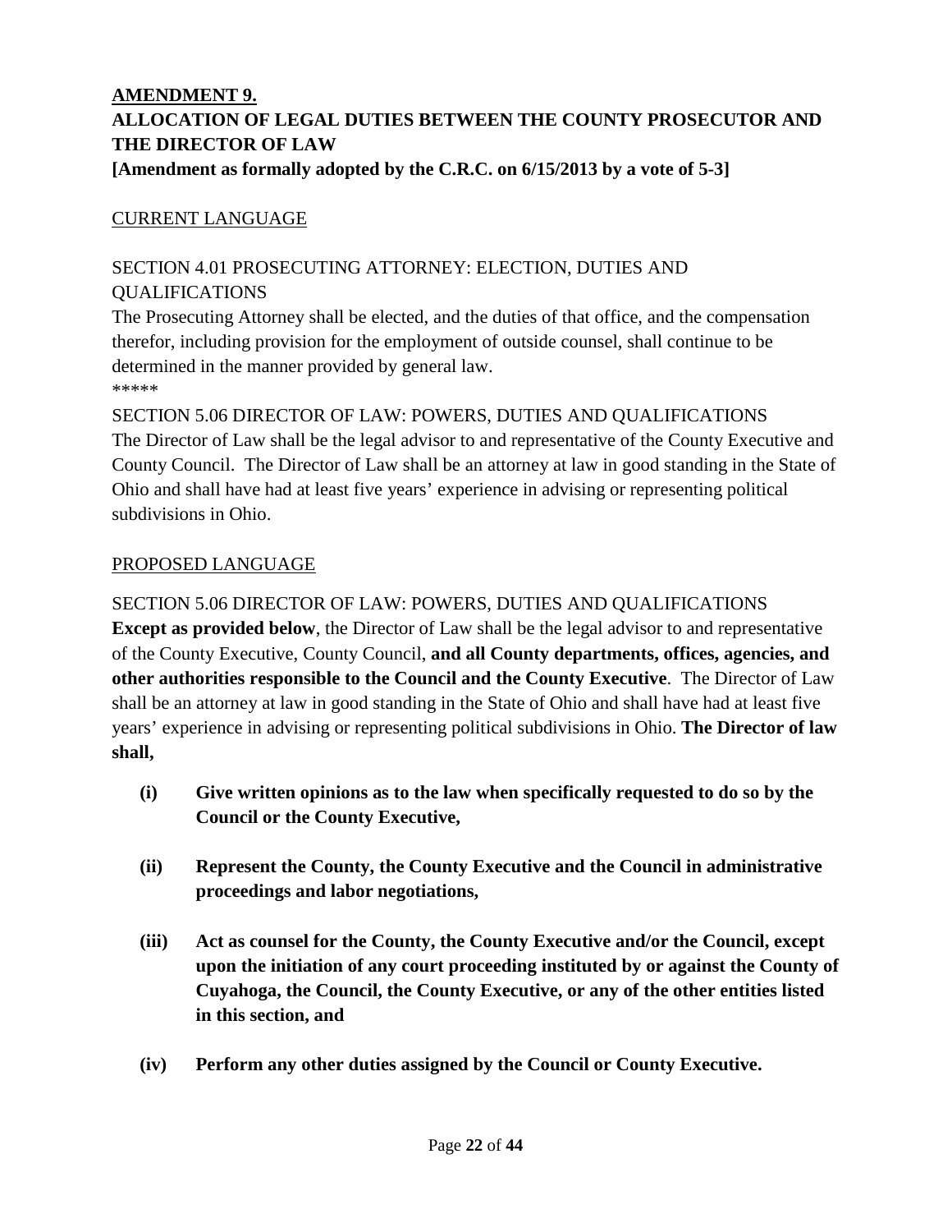## AMENDMENT 9.

## ALLOCATION OF LEGAL DUTIES BETWEEN THE COUNTY PROSECUTOR AND THE DIRECTOR OF LAW

**[Amendment as formally adopted by the C.R.C. on 6/15/2013 by a vote of 5-3]**

CURRENT LANGUAGE

SECTION 4.01 PROSECUTING ATTORNEY: ELECTION, DUTIES AND QUALIFICATIONS

The Prosecuting Attorney shall be elected, and the duties of that office, and the compensation therefor, including provision for the employment of outside counsel, shall continue to be determined in the manner provided by general law.

*****

SECTION 5.06 DIRECTOR OF LAW: POWERS, DUTIES AND QUALIFICATIONS

The Director of Law shall be the legal advisor to and representative of the County Executive and County Council. The Director of Law shall be an attorney at law in good standing in the State of Ohio and shall have had at least five years' experience in advising or representing political subdivisions in Ohio.

PROPOSED LANGUAGE

SECTION 5.06 DIRECTOR OF LAW: POWERS, DUTIES AND QUALIFICATIONS

**Except as provided below**, the Director of Law shall be the legal advisor to and representative of the County Executive, County Council, **and all County departments, offices, agencies, and other authorities responsible to the Council and the County Executive**. The Director of Law shall be an attorney at law in good standing in the State of Ohio and shall have had at least five years' experience in advising or representing political subdivisions in Ohio. **The Director of law shall,**

**(i) Give written opinions as to the law when specifically requested to do so by the Council or the County Executive,**

**(ii) Represent the County, the County Executive and the Council in administrative proceedings and labor negotiations,**

**(iii) Act as counsel for the County, the County Executive and/or the Council, except upon the initiation of any court proceeding instituted by or against the County of Cuyahoga, the Council, the County Executive, or any of the other entities listed in this section, and**

**(iv) Perform any other duties assigned by the Council or County Executive.**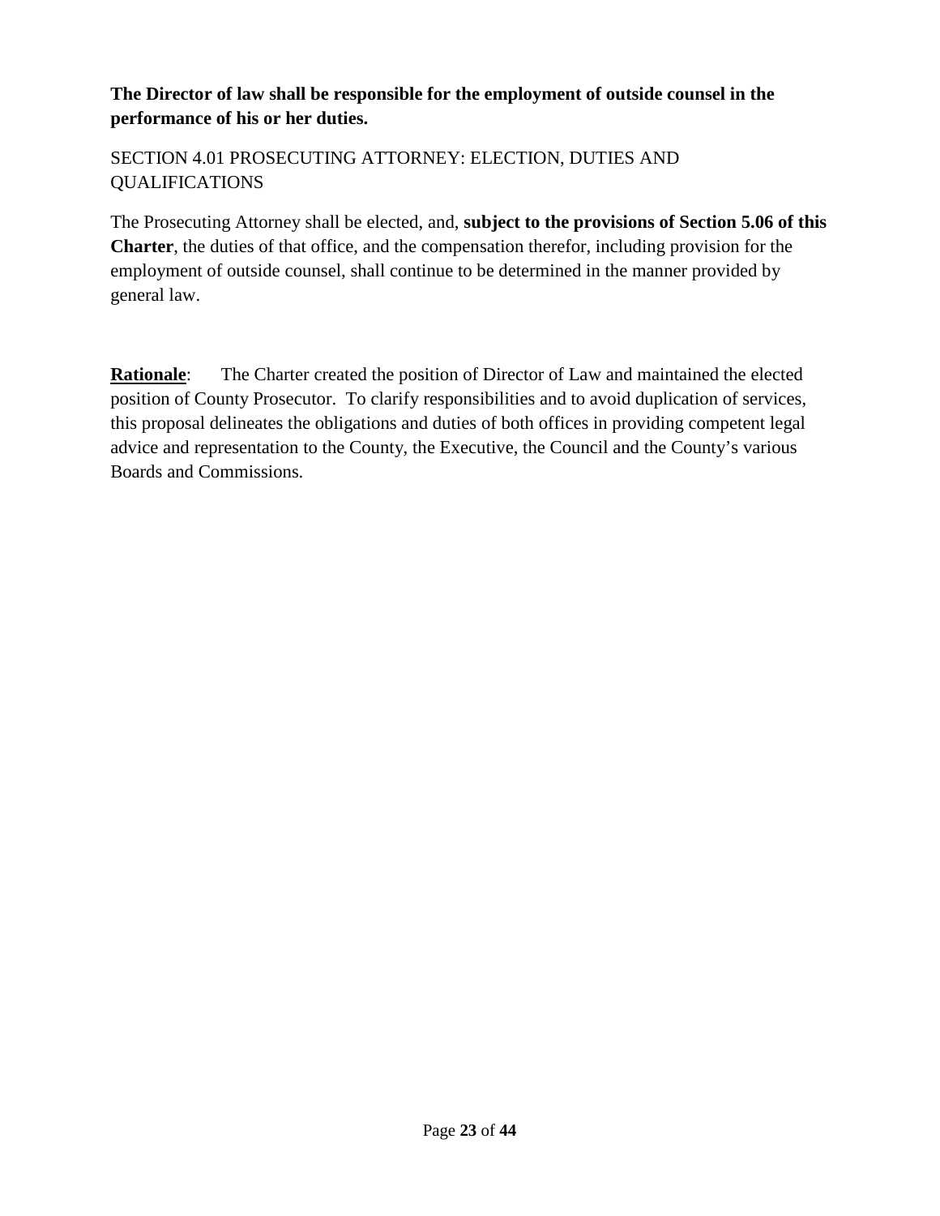**The Director of law shall be responsible for the employment of outside counsel in the performance of his or her duties.**

SECTION 4.01 PROSECUTING ATTORNEY: ELECTION, DUTIES AND QUALIFICATIONS

The Prosecuting Attorney shall be elected, and, **subject to the provisions of Section 5.06 of this Charter**, the duties of that office, and the compensation therefor, including provision for the employment of outside counsel, shall continue to be determined in the manner provided by general law.

**Rationale**: The Charter created the position of Director of Law and maintained the elected position of County Prosecutor. To clarify responsibilities and to avoid duplication of services, this proposal delineates the obligations and duties of both offices in providing competent legal advice and representation to the County, the Executive, the Council and the County's various Boards and Commissions.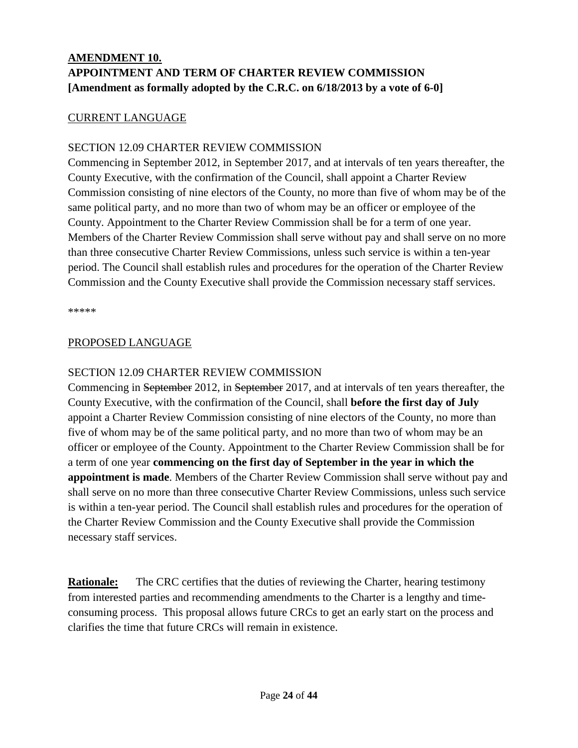## AMENDMENT 10.

## APPOINTMENT AND TERM OF CHARTER REVIEW COMMISSION

**[Amendment as formally adopted by the C.R.C. on 6/18/2013 by a vote of 6-0]**

CURRENT LANGUAGE

SECTION 12.09 CHARTER REVIEW COMMISSION

Commencing in September 2012, in September 2017, and at intervals of ten years thereafter, the County Executive, with the confirmation of the Council, shall appoint a Charter Review Commission consisting of nine electors of the County, no more than five of whom may be of the same political party, and no more than two of whom may be an officer or employee of the County. Appointment to the Charter Review Commission shall be for a term of one year. Members of the Charter Review Commission shall serve without pay and shall serve on no more than three consecutive Charter Review Commissions, unless such service is within a ten-year period. The Council shall establish rules and procedures for the operation of the Charter Review Commission and the County Executive shall provide the Commission necessary staff services.

*****

PROPOSED LANGUAGE

SECTION 12.09 CHARTER REVIEW COMMISSION

Commencing in ~~September~~ 2012, in ~~September~~ 2017, and at intervals of ten years thereafter, the County Executive, with the confirmation of the Council, shall **before the first day of July** appoint a Charter Review Commission consisting of nine electors of the County, no more than five of whom may be of the same political party, and no more than two of whom may be an officer or employee of the County. Appointment to the Charter Review Commission shall be for a term of one year **commencing on the first day of September in the year in which the appointment is made**. Members of the Charter Review Commission shall serve without pay and shall serve on no more than three consecutive Charter Review Commissions, unless such service is within a ten-year period. The Council shall establish rules and procedures for the operation of the Charter Review Commission and the County Executive shall provide the Commission necessary staff services.

**Rationale:** The CRC certifies that the duties of reviewing the Charter, hearing testimony from interested parties and recommending amendments to the Charter is a lengthy and time-consuming process. This proposal allows future CRCs to get an early start on the process and clarifies the time that future CRCs will remain in existence.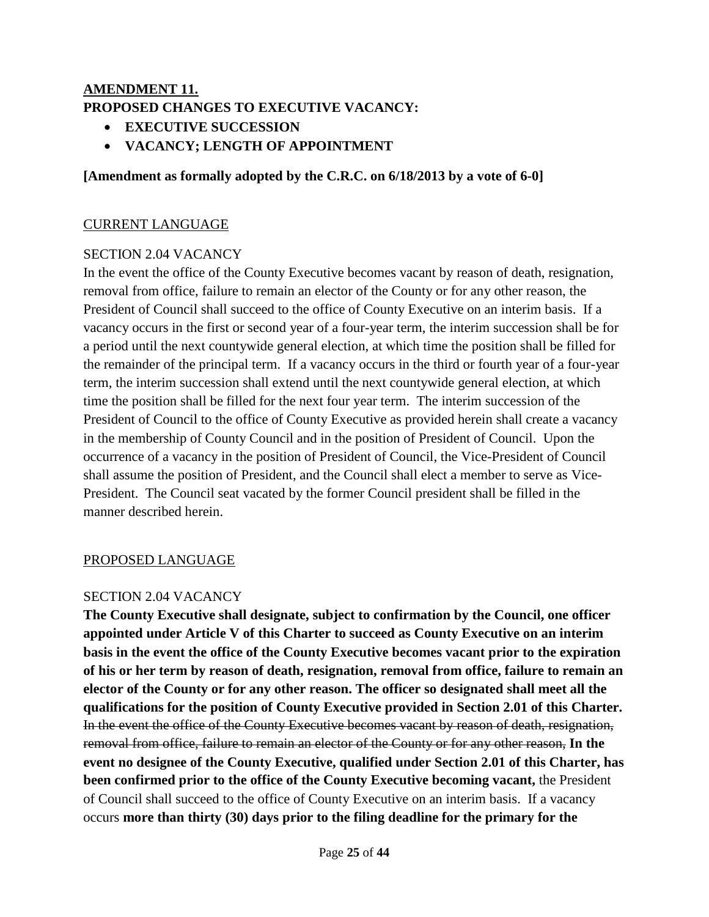## **AMENDMENT 11.**

**PROPOSED CHANGES TO EXECUTIVE VACANCY:**

- **EXECUTIVE SUCCESSION**
- **VACANCY; LENGTH OF APPOINTMENT**

**[Amendment as formally adopted by the C.R.C. on 6/18/2013 by a vote of 6-0]**

CURRENT LANGUAGE

SECTION 2.04 VACANCY

In the event the office of the County Executive becomes vacant by reason of death, resignation, removal from office, failure to remain an elector of the County or for any other reason, the President of Council shall succeed to the office of County Executive on an interim basis. If a vacancy occurs in the first or second year of a four-year term, the interim succession shall be for a period until the next countywide general election, at which time the position shall be filled for the remainder of the principal term. If a vacancy occurs in the third or fourth year of a four-year term, the interim succession shall extend until the next countywide general election, at which time the position shall be filled for the next four year term. The interim succession of the President of Council to the office of County Executive as provided herein shall create a vacancy in the membership of County Council and in the position of President of Council. Upon the occurrence of a vacancy in the position of President of Council, the Vice-President of Council shall assume the position of President, and the Council shall elect a member to serve as Vice-President. The Council seat vacated by the former Council president shall be filled in the manner described herein.

PROPOSED LANGUAGE

SECTION 2.04 VACANCY

**The County Executive shall designate, subject to confirmation by the Council, one officer appointed under Article V of this Charter to succeed as County Executive on an interim basis in the event the office of the County Executive becomes vacant prior to the expiration of his or her term by reason of death, resignation, removal from office, failure to remain an elector of the County or for any other reason. The officer so designated shall meet all the qualifications for the position of County Executive provided in Section 2.01 of this Charter.** ~~In the event the office of the County Executive becomes vacant by reason of death, resignation, removal from office, failure to remain an elector of the County or for any other reason,~~ **In the event no designee of the County Executive, qualified under Section 2.01 of this Charter, has been confirmed prior to the office of the County Executive becoming vacant,** the President of Council shall succeed to the office of County Executive on an interim basis. If a vacancy occurs **more than thirty (30) days prior to the filing deadline for the primary for the**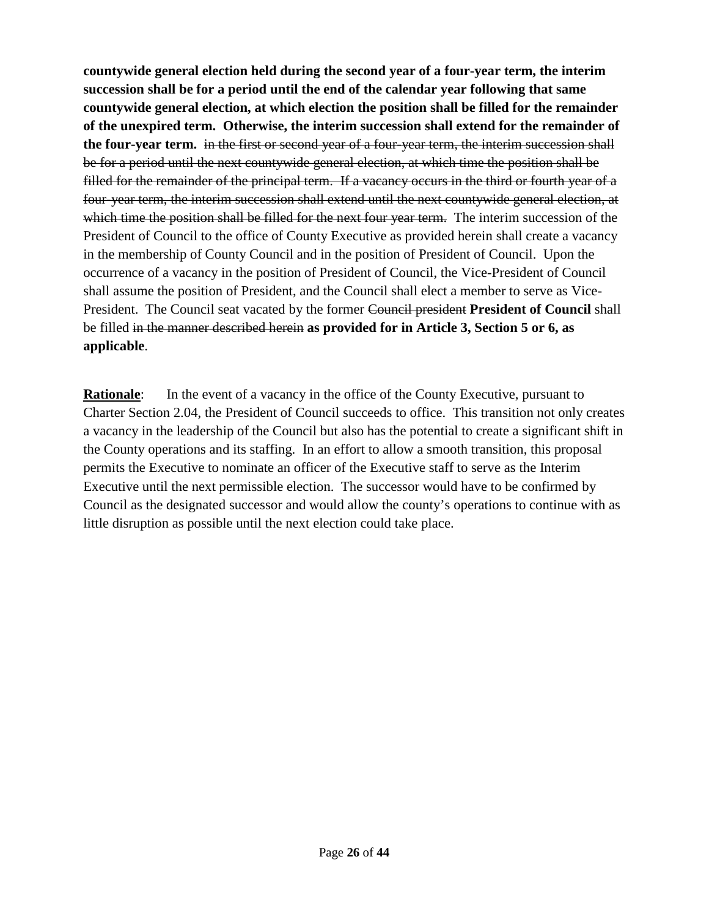**countywide general election held during the second year of a four-year term, the interim succession shall be for a period until the end of the calendar year following that same countywide general election, at which election the position shall be filled for the remainder of the unexpired term. Otherwise, the interim succession shall extend for the remainder of the four-year term.** ~~in the first or second year of a four-year term, the interim succession shall be for a period until the next countywide general election, at which time the position shall be filled for the remainder of the principal term. If a vacancy occurs in the third or fourth year of a four-year term, the interim succession shall extend until the next countywide general election, at which time the position shall be filled for the next four year term.~~ The interim succession of the President of Council to the office of County Executive as provided herein shall create a vacancy in the membership of County Council and in the position of President of Council. Upon the occurrence of a vacancy in the position of President of Council, the Vice-President of Council shall assume the position of President, and the Council shall elect a member to serve as Vice-President. The Council seat vacated by the former ~~Council president~~ **President of Council** shall be filled ~~in the manner described herein~~ **as provided for in Article 3, Section 5 or 6, as applicable**.

**Rationale**: In the event of a vacancy in the office of the County Executive, pursuant to Charter Section 2.04, the President of Council succeeds to office. This transition not only creates a vacancy in the leadership of the Council but also has the potential to create a significant shift in the County operations and its staffing. In an effort to allow a smooth transition, this proposal permits the Executive to nominate an officer of the Executive staff to serve as the Interim Executive until the next permissible election. The successor would have to be confirmed by Council as the designated successor and would allow the county's operations to continue with as little disruption as possible until the next election could take place.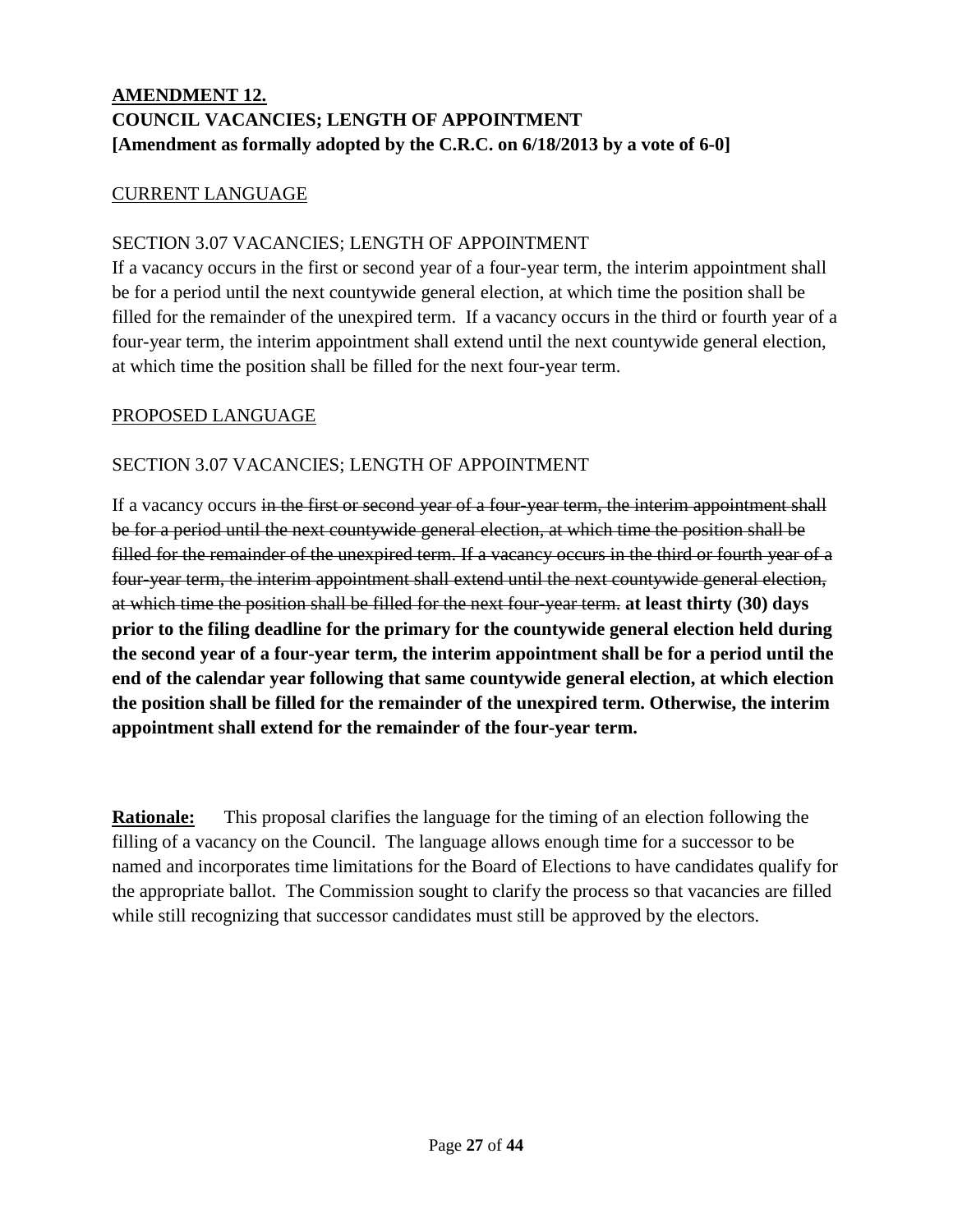**AMENDMENT 12.**
**COUNCIL VACANCIES; LENGTH OF APPOINTMENT**
**[Amendment as formally adopted by the C.R.C. on 6/18/2013 by a vote of 6-0]**

CURRENT LANGUAGE

SECTION 3.07 VACANCIES; LENGTH OF APPOINTMENT

If a vacancy occurs in the first or second year of a four-year term, the interim appointment shall be for a period until the next countywide general election, at which time the position shall be filled for the remainder of the unexpired term. If a vacancy occurs in the third or fourth year of a four-year term, the interim appointment shall extend until the next countywide general election, at which time the position shall be filled for the next four-year term.

PROPOSED LANGUAGE

SECTION 3.07 VACANCIES; LENGTH OF APPOINTMENT

If a vacancy occurs ~~in the first or second year of a four-year term, the interim appointment shall be for a period until the next countywide general election, at which time the position shall be filled for the remainder of the unexpired term. If a vacancy occurs in the third or fourth year of a four-year term, the interim appointment shall extend until the next countywide general election, at which time the position shall be filled for the next four-year term.~~ **at least thirty (30) days prior to the filing deadline for the primary for the countywide general election held during the second year of a four-year term, the interim appointment shall be for a period until the end of the calendar year following that same countywide general election, at which election the position shall be filled for the remainder of the unexpired term. Otherwise, the interim appointment shall extend for the remainder of the four-year term.**

**Rationale:** This proposal clarifies the language for the timing of an election following the filling of a vacancy on the Council. The language allows enough time for a successor to be named and incorporates time limitations for the Board of Elections to have candidates qualify for the appropriate ballot. The Commission sought to clarify the process so that vacancies are filled while still recognizing that successor candidates must still be approved by the electors.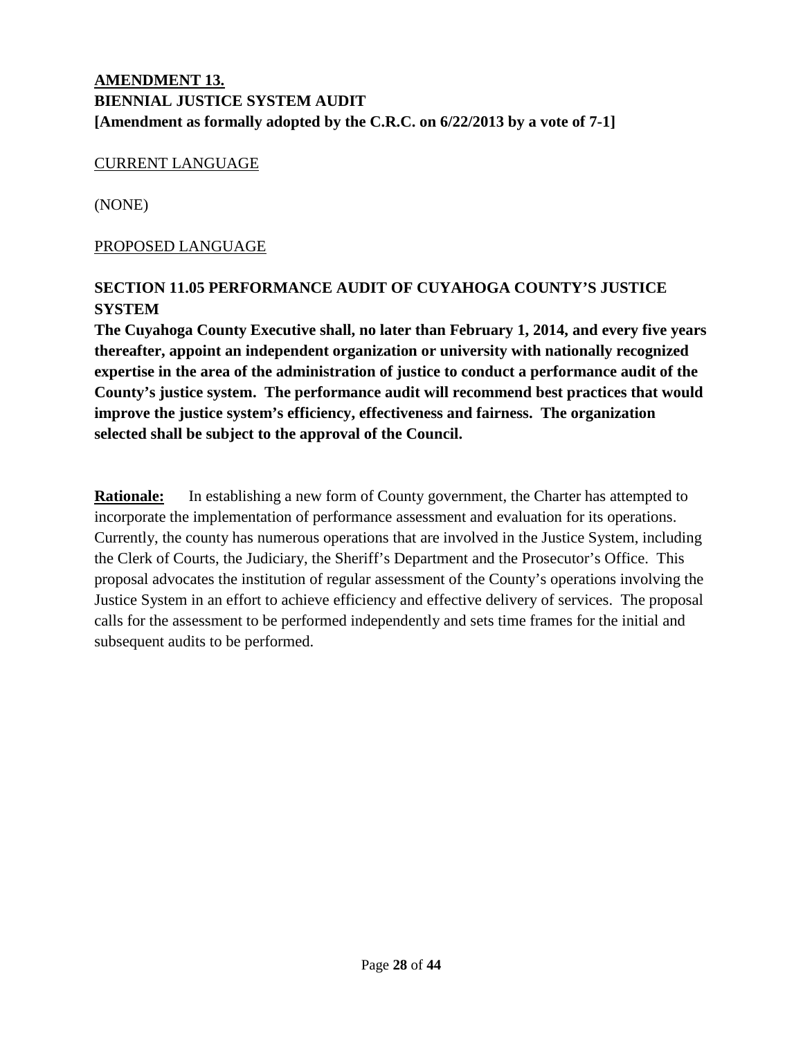## **AMENDMENT 13.**

**BIENNIAL JUSTICE SYSTEM AUDIT**
**[Amendment as formally adopted by the C.R.C. on 6/22/2013 by a vote of 7-1]**

CURRENT LANGUAGE

(NONE)

PROPOSED LANGUAGE

**SECTION 11.05 PERFORMANCE AUDIT OF CUYAHOGA COUNTY'S JUSTICE SYSTEM**

**The Cuyahoga County Executive shall, no later than February 1, 2014, and every five years thereafter, appoint an independent organization or university with nationally recognized expertise in the area of the administration of justice to conduct a performance audit of the County's justice system. The performance audit will recommend best practices that would improve the justice system's efficiency, effectiveness and fairness. The organization selected shall be subject to the approval of the Council.**

**Rationale:** In establishing a new form of County government, the Charter has attempted to incorporate the implementation of performance assessment and evaluation for its operations. Currently, the county has numerous operations that are involved in the Justice System, including the Clerk of Courts, the Judiciary, the Sheriff's Department and the Prosecutor's Office. This proposal advocates the institution of regular assessment of the County's operations involving the Justice System in an effort to achieve efficiency and effective delivery of services. The proposal calls for the assessment to be performed independently and sets time frames for the initial and subsequent audits to be performed.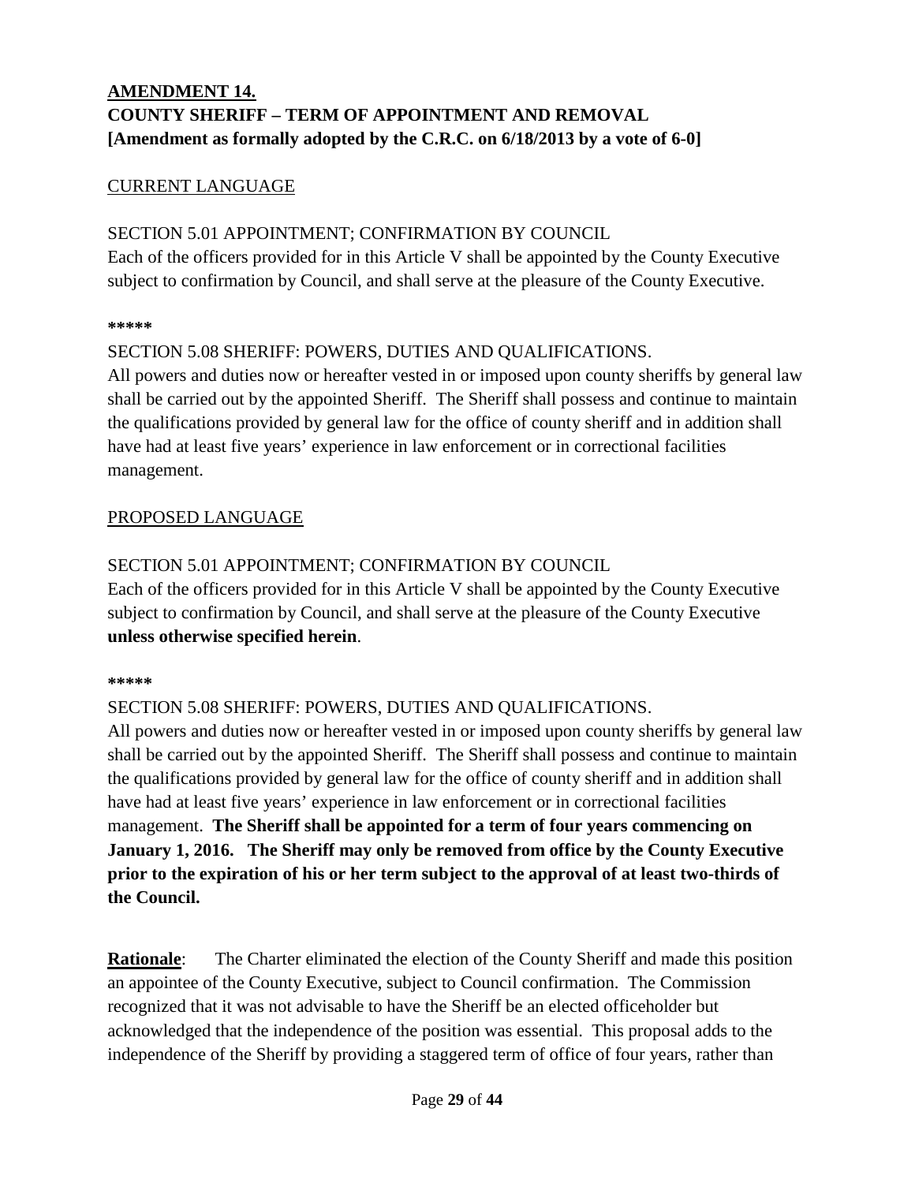**AMENDMENT 14.**
**COUNTY SHERIFF – TERM OF APPOINTMENT AND REMOVAL**
**[Amendment as formally adopted by the C.R.C. on 6/18/2013 by a vote of 6-0]**

CURRENT LANGUAGE

SECTION 5.01 APPOINTMENT; CONFIRMATION BY COUNCIL
Each of the officers provided for in this Article V shall be appointed by the County Executive subject to confirmation by Council, and shall serve at the pleasure of the County Executive.

**\*\*\*\*\***

SECTION 5.08 SHERIFF: POWERS, DUTIES AND QUALIFICATIONS.
All powers and duties now or hereafter vested in or imposed upon county sheriffs by general law shall be carried out by the appointed Sheriff. The Sheriff shall possess and continue to maintain the qualifications provided by general law for the office of county sheriff and in addition shall have had at least five years' experience in law enforcement or in correctional facilities management.

PROPOSED LANGUAGE

SECTION 5.01 APPOINTMENT; CONFIRMATION BY COUNCIL
Each of the officers provided for in this Article V shall be appointed by the County Executive subject to confirmation by Council, and shall serve at the pleasure of the County Executive **unless otherwise specified herein**.

**\*\*\*\*\***

SECTION 5.08 SHERIFF: POWERS, DUTIES AND QUALIFICATIONS.
All powers and duties now or hereafter vested in or imposed upon county sheriffs by general law shall be carried out by the appointed Sheriff. The Sheriff shall possess and continue to maintain the qualifications provided by general law for the office of county sheriff and in addition shall have had at least five years' experience in law enforcement or in correctional facilities management. **The Sheriff shall be appointed for a term of four years commencing on January 1, 2016. The Sheriff may only be removed from office by the County Executive prior to the expiration of his or her term subject to the approval of at least two-thirds of the Council.**

**Rationale**: The Charter eliminated the election of the County Sheriff and made this position an appointee of the County Executive, subject to Council confirmation. The Commission recognized that it was not advisable to have the Sheriff be an elected officeholder but acknowledged that the independence of the position was essential. This proposal adds to the independence of the Sheriff by providing a staggered term of office of four years, rather than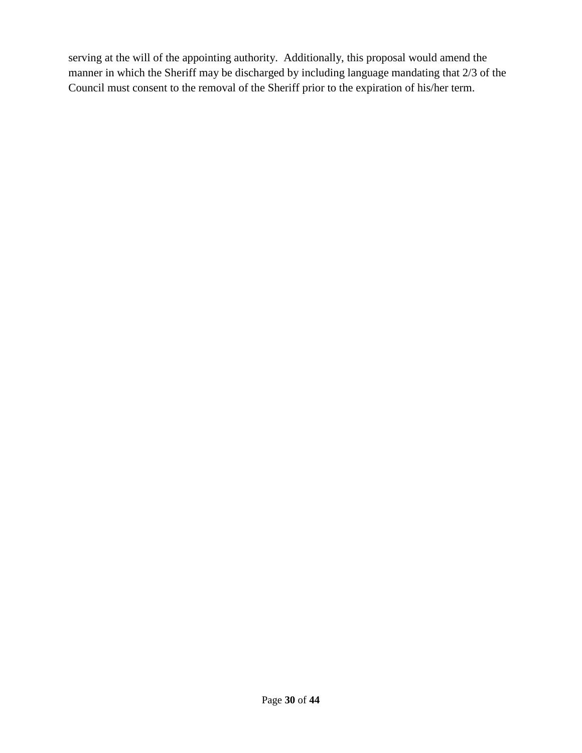serving at the will of the appointing authority. Additionally, this proposal would amend the manner in which the Sheriff may be discharged by including language mandating that 2/3 of the Council must consent to the removal of the Sheriff prior to the expiration of his/her term.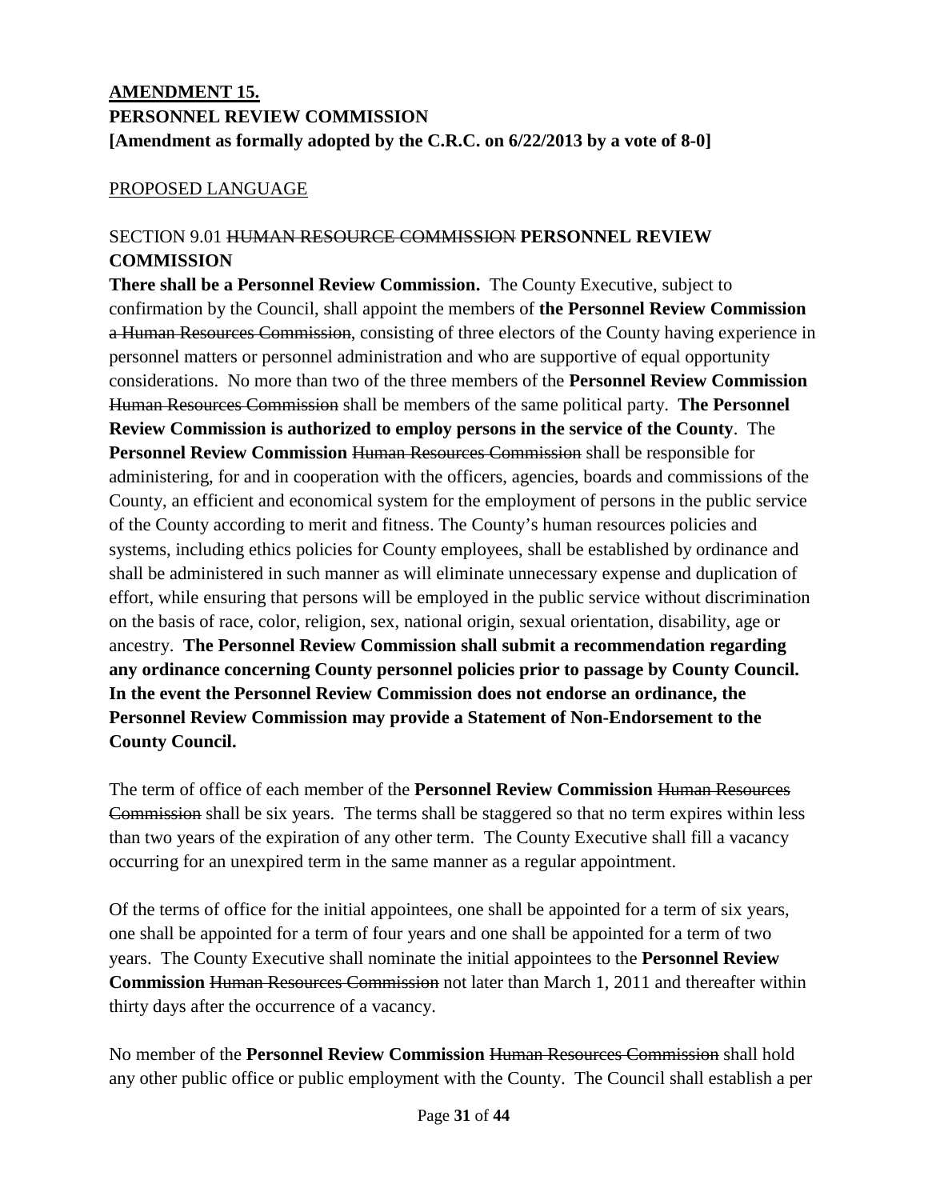**AMENDMENT 15.**
**PERSONNEL REVIEW COMMISSION**
**[Amendment as formally adopted by the C.R.C. on 6/22/2013 by a vote of 8-0]**

PROPOSED LANGUAGE

SECTION 9.01 ~~HUMAN RESOURCE COMMISSION~~ **PERSONNEL REVIEW COMMISSION**

**There shall be a Personnel Review Commission.** The County Executive, subject to confirmation by the Council, shall appoint the members of **the Personnel Review Commission** ~~a Human Resources Commission~~, consisting of three electors of the County having experience in personnel matters or personnel administration and who are supportive of equal opportunity considerations. No more than two of the three members of the **Personnel Review Commission** ~~Human Resources Commission~~ shall be members of the same political party. **The Personnel Review Commission is authorized to employ persons in the service of the County**. The **Personnel Review Commission** ~~Human Resources Commission~~ shall be responsible for administering, for and in cooperation with the officers, agencies, boards and commissions of the County, an efficient and economical system for the employment of persons in the public service of the County according to merit and fitness. The County's human resources policies and systems, including ethics policies for County employees, shall be established by ordinance and shall be administered in such manner as will eliminate unnecessary expense and duplication of effort, while ensuring that persons will be employed in the public service without discrimination on the basis of race, color, religion, sex, national origin, sexual orientation, disability, age or ancestry. **The Personnel Review Commission shall submit a recommendation regarding any ordinance concerning County personnel policies prior to passage by County Council. In the event the Personnel Review Commission does not endorse an ordinance, the Personnel Review Commission may provide a Statement of Non-Endorsement to the County Council.**

The term of office of each member of the **Personnel Review Commission** ~~Human Resources Commission~~ shall be six years. The terms shall be staggered so that no term expires within less than two years of the expiration of any other term. The County Executive shall fill a vacancy occurring for an unexpired term in the same manner as a regular appointment.

Of the terms of office for the initial appointees, one shall be appointed for a term of six years, one shall be appointed for a term of four years and one shall be appointed for a term of two years. The County Executive shall nominate the initial appointees to the **Personnel Review Commission** ~~Human Resources Commission~~ not later than March 1, 2011 and thereafter within thirty days after the occurrence of a vacancy.

No member of the **Personnel Review Commission** ~~Human Resources Commission~~ shall hold any other public office or public employment with the County. The Council shall establish a per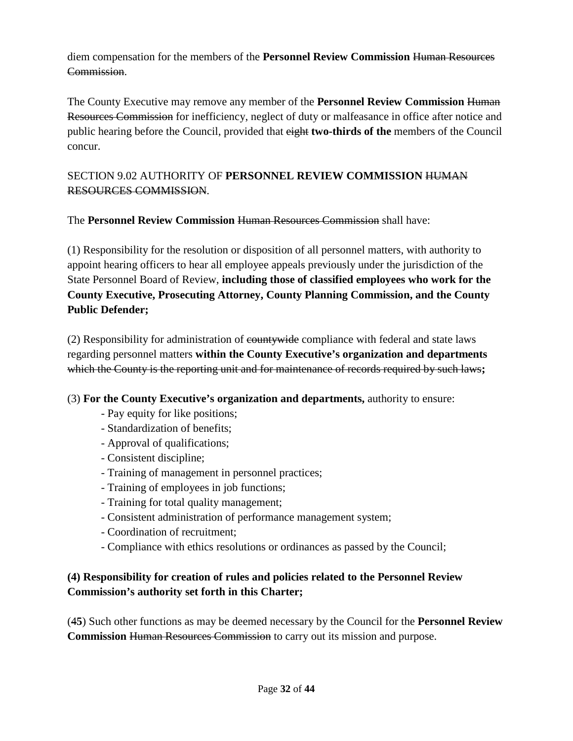diem compensation for the members of the **Personnel Review Commission** ~~Human Resources Commission~~.

The County Executive may remove any member of the **Personnel Review Commission** ~~Human Resources Commission~~ for inefficiency, neglect of duty or malfeasance in office after notice and public hearing before the Council, provided that ~~eight~~ **two-thirds of the** members of the Council concur.

SECTION 9.02 AUTHORITY OF **PERSONNEL REVIEW COMMISSION** ~~HUMAN RESOURCES COMMISSION~~.

The **Personnel Review Commission** ~~Human Resources Commission~~ shall have:

(1) Responsibility for the resolution or disposition of all personnel matters, with authority to appoint hearing officers to hear all employee appeals previously under the jurisdiction of the State Personnel Board of Review, **including those of classified employees who work for the County Executive, Prosecuting Attorney, County Planning Commission, and the County Public Defender;**

(2) Responsibility for administration of ~~countywide~~ compliance with federal and state laws regarding personnel matters **within the County Executive's organization and departments** ~~which the County is the reporting unit and for maintenance of records required by such laws~~**;**

(3) **For the County Executive's organization and departments,** authority to ensure:

- Pay equity for like positions;
- Standardization of benefits;
- Approval of qualifications;
- Consistent discipline;
- Training of management in personnel practices;
- Training of employees in job functions;
- Training for total quality management;
- Consistent administration of performance management system;
- Coordination of recruitment;
- Compliance with ethics resolutions or ordinances as passed by the Council;

**(4) Responsibility for creation of rules and policies related to the Personnel Review Commission's authority set forth in this Charter;**

(4**5**) Such other functions as may be deemed necessary by the Council for the **Personnel Review Commission** ~~Human Resources Commission~~ to carry out its mission and purpose.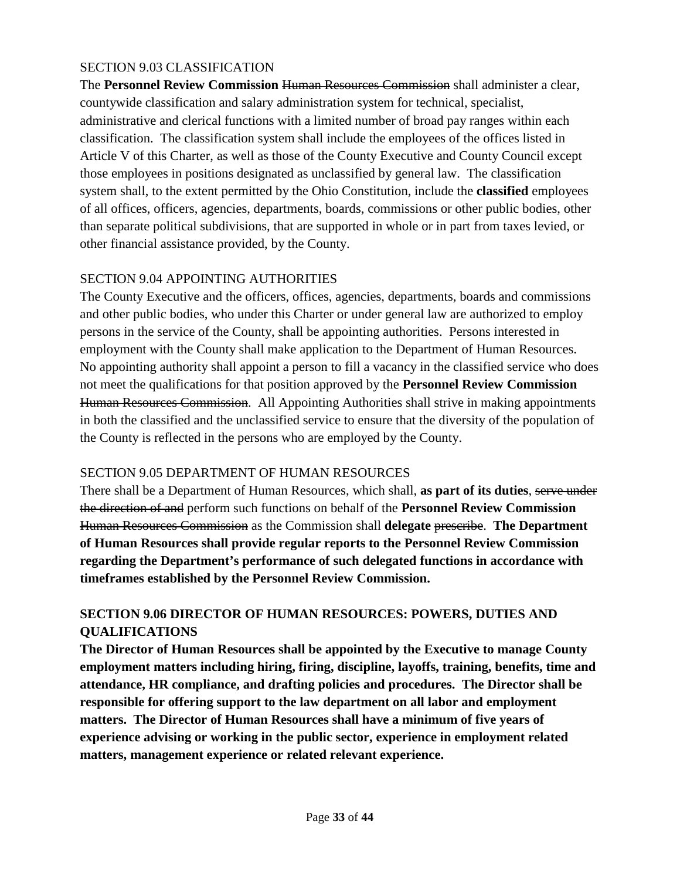SECTION 9.03 CLASSIFICATION

The **Personnel Review Commission** ~~Human Resources Commission~~ shall administer a clear, countywide classification and salary administration system for technical, specialist, administrative and clerical functions with a limited number of broad pay ranges within each classification. The classification system shall include the employees of the offices listed in Article V of this Charter, as well as those of the County Executive and County Council except those employees in positions designated as unclassified by general law. The classification system shall, to the extent permitted by the Ohio Constitution, include the **classified** employees of all offices, officers, agencies, departments, boards, commissions or other public bodies, other than separate political subdivisions, that are supported in whole or in part from taxes levied, or other financial assistance provided, by the County.

SECTION 9.04 APPOINTING AUTHORITIES

The County Executive and the officers, offices, agencies, departments, boards and commissions and other public bodies, who under this Charter or under general law are authorized to employ persons in the service of the County, shall be appointing authorities. Persons interested in employment with the County shall make application to the Department of Human Resources. No appointing authority shall appoint a person to fill a vacancy in the classified service who does not meet the qualifications for that position approved by the **Personnel Review Commission** ~~Human Resources Commission~~. All Appointing Authorities shall strive in making appointments in both the classified and the unclassified service to ensure that the diversity of the population of the County is reflected in the persons who are employed by the County.

SECTION 9.05 DEPARTMENT OF HUMAN RESOURCES

There shall be a Department of Human Resources, which shall, **as part of its duties**, ~~serve under the direction of and~~ perform such functions on behalf of the **Personnel Review Commission** ~~Human Resources Commission~~ as the Commission shall **delegate** ~~prescribe~~. **The Department of Human Resources shall provide regular reports to the Personnel Review Commission regarding the Department's performance of such delegated functions in accordance with timeframes established by the Personnel Review Commission.**

**SECTION 9.06 DIRECTOR OF HUMAN RESOURCES: POWERS, DUTIES AND QUALIFICATIONS**

**The Director of Human Resources shall be appointed by the Executive to manage County employment matters including hiring, firing, discipline, layoffs, training, benefits, time and attendance, HR compliance, and drafting policies and procedures. The Director shall be responsible for offering support to the law department on all labor and employment matters. The Director of Human Resources shall have a minimum of five years of experience advising or working in the public sector, experience in employment related matters, management experience or related relevant experience.**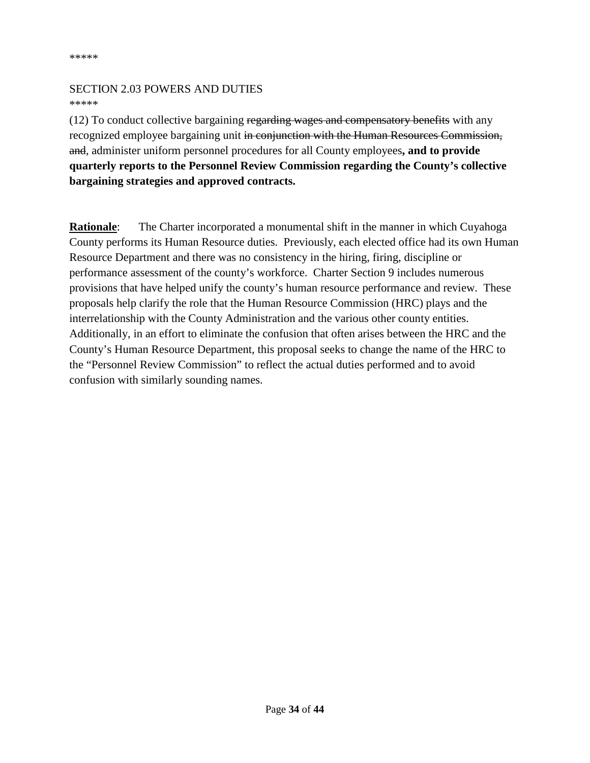*****

SECTION 2.03 POWERS AND DUTIES

*****

(12) To conduct collective bargaining ~~regarding wages and compensatory benefits~~ with any recognized employee bargaining unit ~~in conjunction with the Human Resources Commission, and~~, administer uniform personnel procedures for all County employees**, and to provide quarterly reports to the Personnel Review Commission regarding the County's collective bargaining strategies and approved contracts.**

**Rationale**: The Charter incorporated a monumental shift in the manner in which Cuyahoga County performs its Human Resource duties. Previously, each elected office had its own Human Resource Department and there was no consistency in the hiring, firing, discipline or performance assessment of the county's workforce. Charter Section 9 includes numerous provisions that have helped unify the county's human resource performance and review. These proposals help clarify the role that the Human Resource Commission (HRC) plays and the interrelationship with the County Administration and the various other county entities. Additionally, in an effort to eliminate the confusion that often arises between the HRC and the County's Human Resource Department, this proposal seeks to change the name of the HRC to the "Personnel Review Commission" to reflect the actual duties performed and to avoid confusion with similarly sounding names.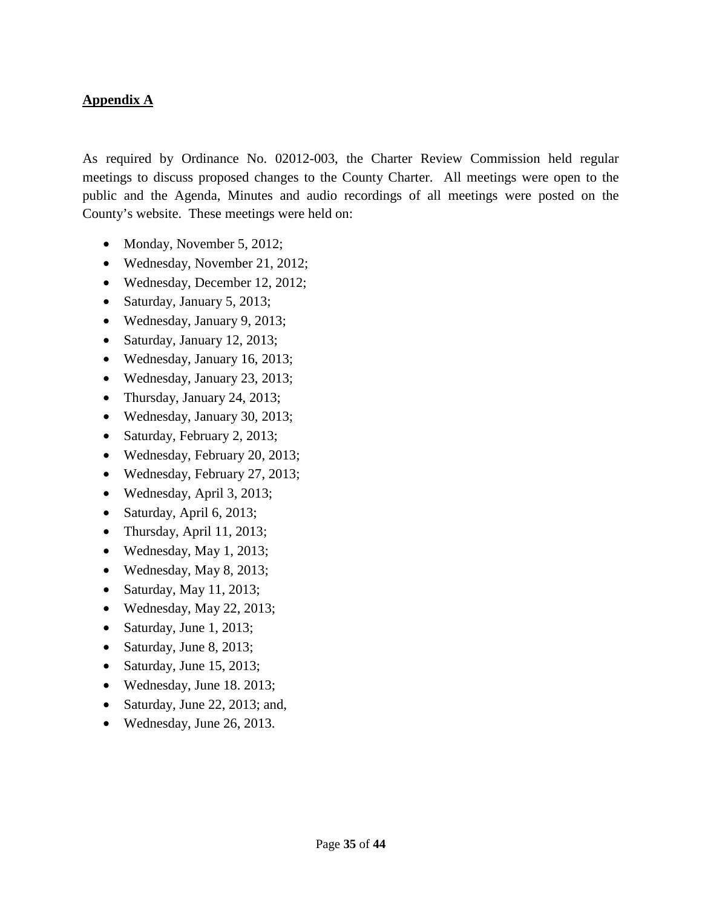**Appendix A**

As required by Ordinance No. 02012-003, the Charter Review Commission held regular meetings to discuss proposed changes to the County Charter. All meetings were open to the public and the Agenda, Minutes and audio recordings of all meetings were posted on the County's website. These meetings were held on:

- Monday, November 5, 2012;
- Wednesday, November 21, 2012;
- Wednesday, December 12, 2012;
- Saturday, January 5, 2013;
- Wednesday, January 9, 2013;
- Saturday, January 12, 2013;
- Wednesday, January 16, 2013;
- Wednesday, January 23, 2013;
- Thursday, January 24, 2013;
- Wednesday, January 30, 2013;
- Saturday, February 2, 2013;
- Wednesday, February 20, 2013;
- Wednesday, February 27, 2013;
- Wednesday, April 3, 2013;
- Saturday, April 6, 2013;
- Thursday, April 11, 2013;
- Wednesday, May 1, 2013;
- Wednesday, May 8, 2013;
- Saturday, May 11, 2013;
- Wednesday, May 22, 2013;
- Saturday, June 1, 2013;
- Saturday, June 8, 2013;
- Saturday, June 15, 2013;
- Wednesday, June 18. 2013;
- Saturday, June 22, 2013; and,
- Wednesday, June 26, 2013.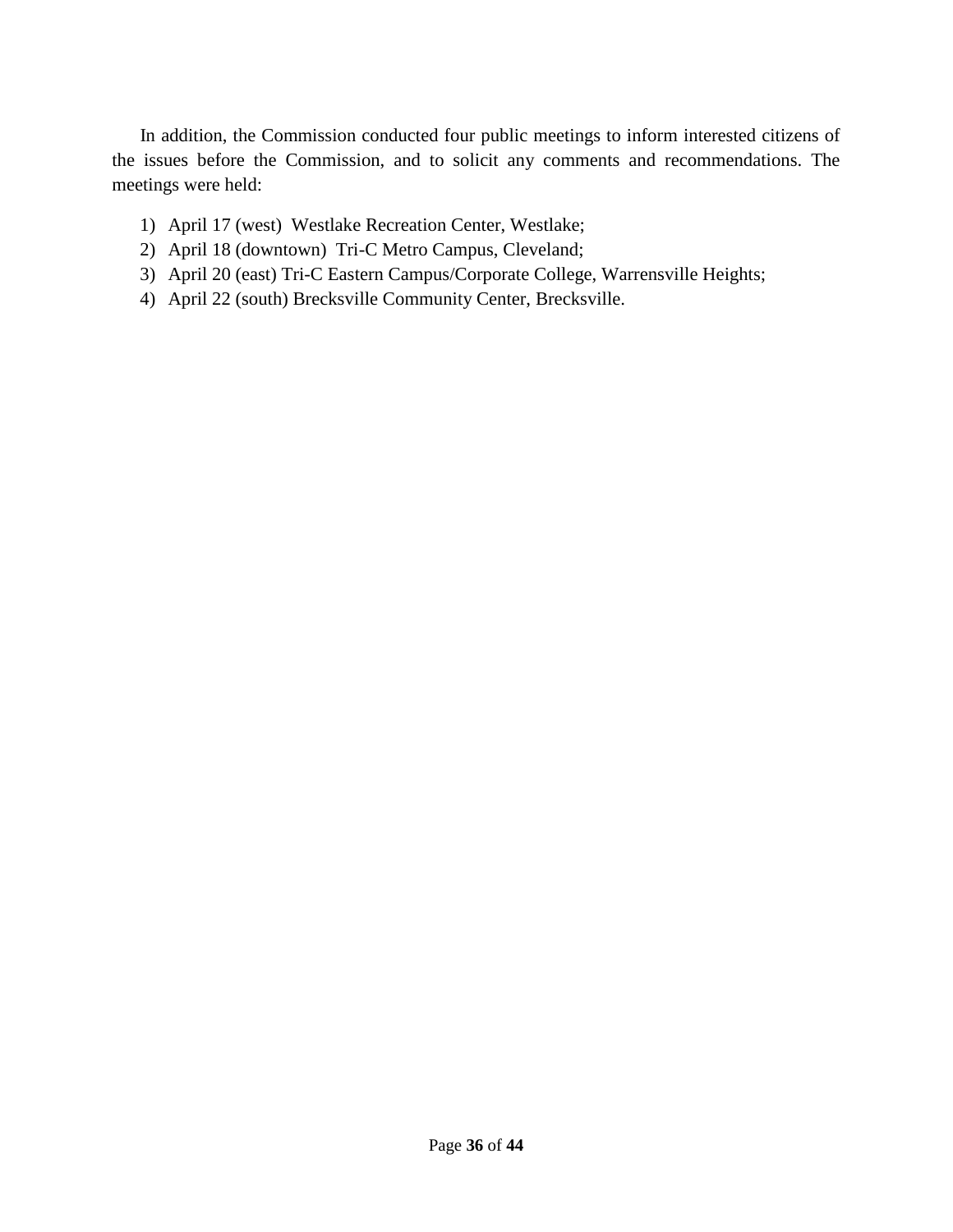In addition, the Commission conducted four public meetings to inform interested citizens of the issues before the Commission, and to solicit any comments and recommendations. The meetings were held:

1) April 17 (west) Westlake Recreation Center, Westlake;
2) April 18 (downtown) Tri-C Metro Campus, Cleveland;
3) April 20 (east) Tri-C Eastern Campus/Corporate College, Warrensville Heights;
4) April 22 (south) Brecksville Community Center, Brecksville.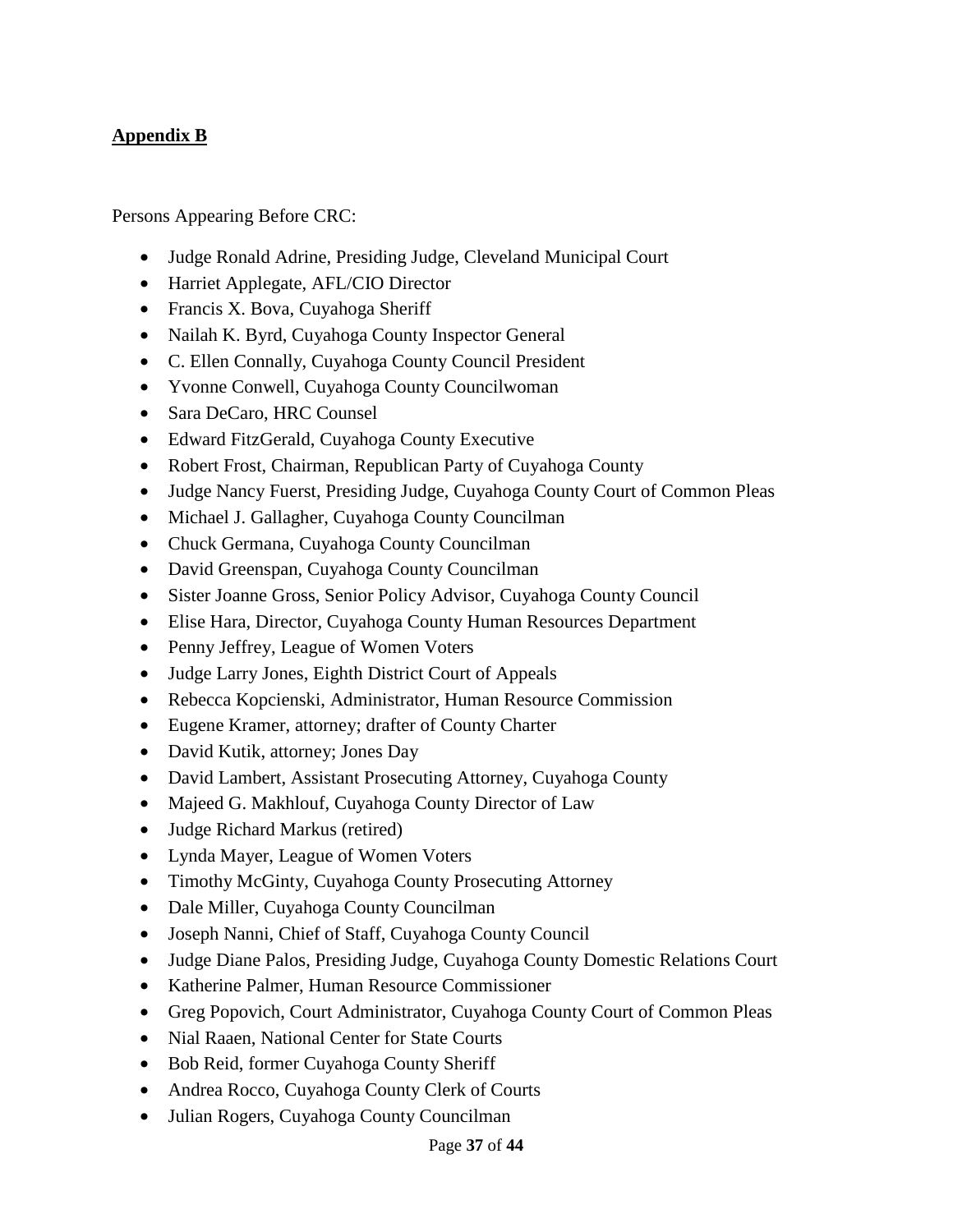**Appendix B**

Persons Appearing Before CRC:

- Judge Ronald Adrine, Presiding Judge, Cleveland Municipal Court
- Harriet Applegate, AFL/CIO Director
- Francis X. Bova, Cuyahoga Sheriff
- Nailah K. Byrd, Cuyahoga County Inspector General
- C. Ellen Connally, Cuyahoga County Council President
- Yvonne Conwell, Cuyahoga County Councilwoman
- Sara DeCaro, HRC Counsel
- Edward FitzGerald, Cuyahoga County Executive
- Robert Frost, Chairman, Republican Party of Cuyahoga County
- Judge Nancy Fuerst, Presiding Judge, Cuyahoga County Court of Common Pleas
- Michael J. Gallagher, Cuyahoga County Councilman
- Chuck Germana, Cuyahoga County Councilman
- David Greenspan, Cuyahoga County Councilman
- Sister Joanne Gross, Senior Policy Advisor, Cuyahoga County Council
- Elise Hara, Director, Cuyahoga County Human Resources Department
- Penny Jeffrey, League of Women Voters
- Judge Larry Jones, Eighth District Court of Appeals
- Rebecca Kopcienski, Administrator, Human Resource Commission
- Eugene Kramer, attorney; drafter of County Charter
- David Kutik, attorney; Jones Day
- David Lambert, Assistant Prosecuting Attorney, Cuyahoga County
- Majeed G. Makhlouf, Cuyahoga County Director of Law
- Judge Richard Markus (retired)
- Lynda Mayer, League of Women Voters
- Timothy McGinty, Cuyahoga County Prosecuting Attorney
- Dale Miller, Cuyahoga County Councilman
- Joseph Nanni, Chief of Staff, Cuyahoga County Council
- Judge Diane Palos, Presiding Judge, Cuyahoga County Domestic Relations Court
- Katherine Palmer, Human Resource Commissioner
- Greg Popovich, Court Administrator, Cuyahoga County Court of Common Pleas
- Nial Raaen, National Center for State Courts
- Bob Reid, former Cuyahoga County Sheriff
- Andrea Rocco, Cuyahoga County Clerk of Courts
- Julian Rogers, Cuyahoga County Councilman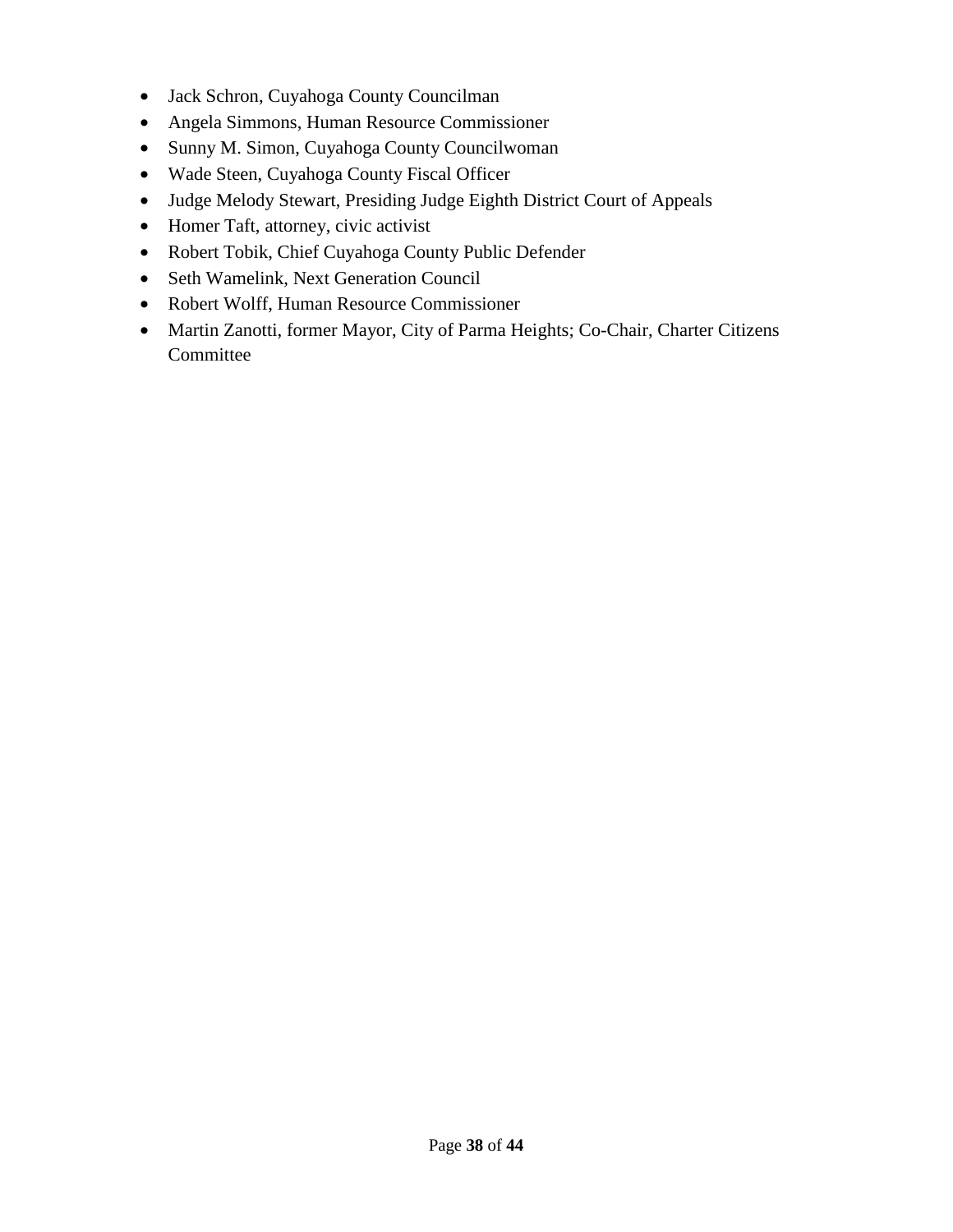- Jack Schron, Cuyahoga County Councilman
- Angela Simmons, Human Resource Commissioner
- Sunny M. Simon, Cuyahoga County Councilwoman
- Wade Steen, Cuyahoga County Fiscal Officer
- Judge Melody Stewart, Presiding Judge Eighth District Court of Appeals
- Homer Taft, attorney, civic activist
- Robert Tobik, Chief Cuyahoga County Public Defender
- Seth Wamelink, Next Generation Council
- Robert Wolff, Human Resource Commissioner
- Martin Zanotti, former Mayor, City of Parma Heights; Co-Chair, Charter Citizens Committee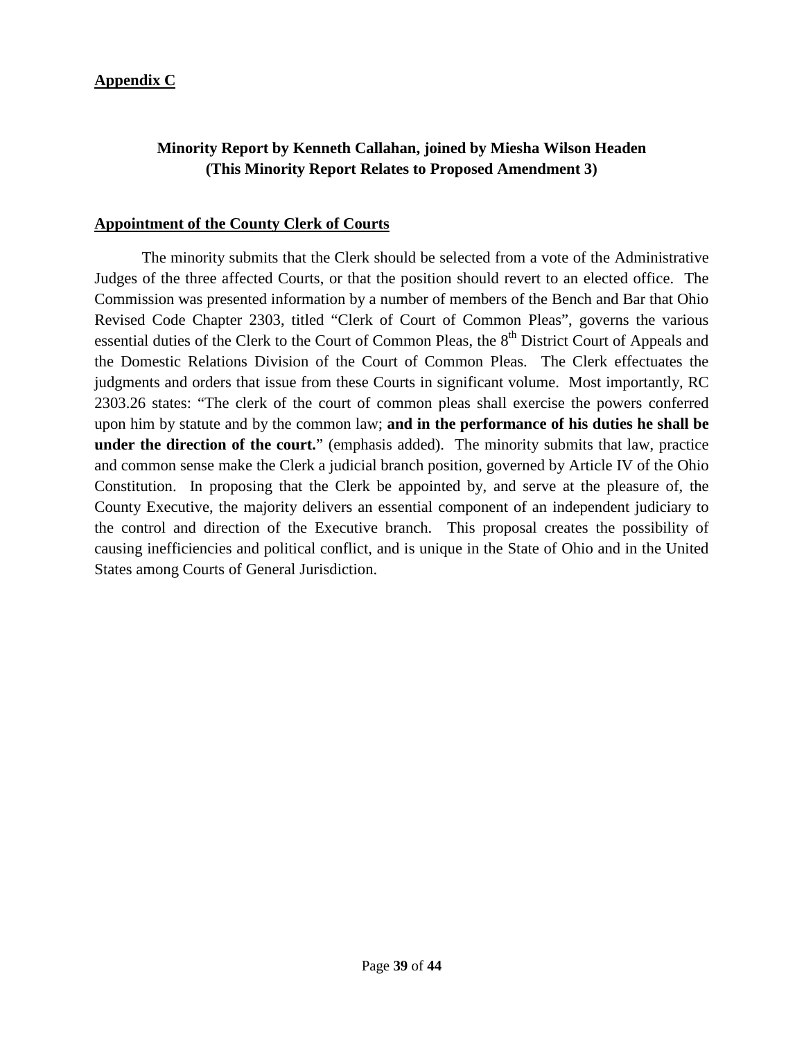**Appendix C**

## Minority Report by Kenneth Callahan, joined by Miesha Wilson Headen (This Minority Report Relates to Proposed Amendment 3)

**Appointment of the County Clerk of Courts**

The minority submits that the Clerk should be selected from a vote of the Administrative Judges of the three affected Courts, or that the position should revert to an elected office. The Commission was presented information by a number of members of the Bench and Bar that Ohio Revised Code Chapter 2303, titled "Clerk of Court of Common Pleas", governs the various essential duties of the Clerk to the Court of Common Pleas, the 8th District Court of Appeals and the Domestic Relations Division of the Court of Common Pleas. The Clerk effectuates the judgments and orders that issue from these Courts in significant volume. Most importantly, RC 2303.26 states: "The clerk of the court of common pleas shall exercise the powers conferred upon him by statute and by the common law; **and in the performance of his duties he shall be under the direction of the court.**" (emphasis added). The minority submits that law, practice and common sense make the Clerk a judicial branch position, governed by Article IV of the Ohio Constitution. In proposing that the Clerk be appointed by, and serve at the pleasure of, the County Executive, the majority delivers an essential component of an independent judiciary to the control and direction of the Executive branch. This proposal creates the possibility of causing inefficiencies and political conflict, and is unique in the State of Ohio and in the United States among Courts of General Jurisdiction.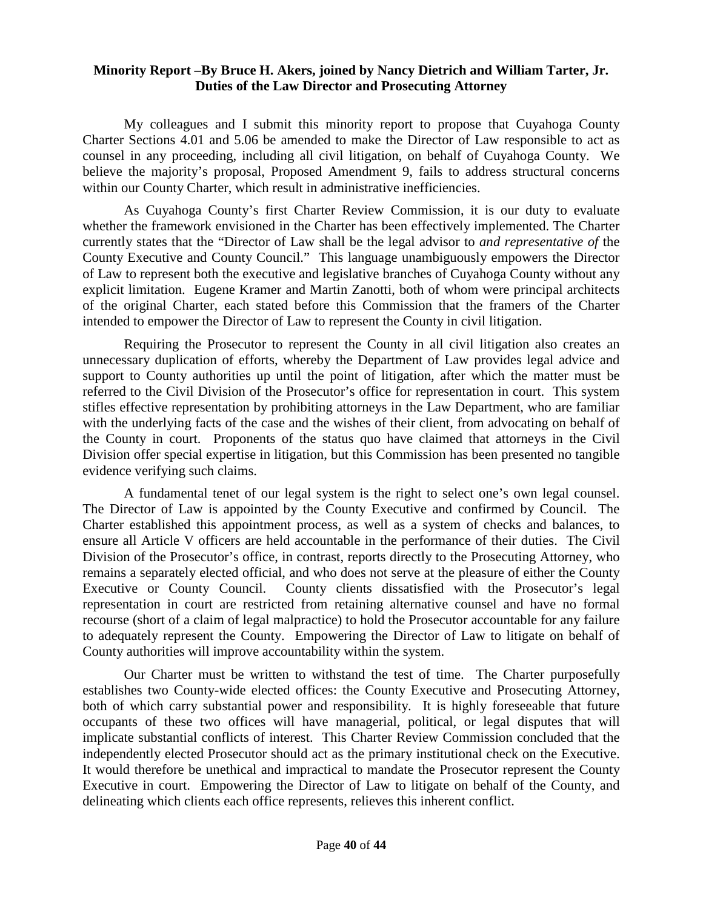**Minority Report –By Bruce H. Akers, joined by Nancy Dietrich and William Tarter, Jr.**
**Duties of the Law Director and Prosecuting Attorney**

My colleagues and I submit this minority report to propose that Cuyahoga County Charter Sections 4.01 and 5.06 be amended to make the Director of Law responsible to act as counsel in any proceeding, including all civil litigation, on behalf of Cuyahoga County. We believe the majority's proposal, Proposed Amendment 9, fails to address structural concerns within our County Charter, which result in administrative inefficiencies.

As Cuyahoga County's first Charter Review Commission, it is our duty to evaluate whether the framework envisioned in the Charter has been effectively implemented. The Charter currently states that the "Director of Law shall be the legal advisor to *and representative of* the County Executive and County Council." This language unambiguously empowers the Director of Law to represent both the executive and legislative branches of Cuyahoga County without any explicit limitation. Eugene Kramer and Martin Zanotti, both of whom were principal architects of the original Charter, each stated before this Commission that the framers of the Charter intended to empower the Director of Law to represent the County in civil litigation.

Requiring the Prosecutor to represent the County in all civil litigation also creates an unnecessary duplication of efforts, whereby the Department of Law provides legal advice and support to County authorities up until the point of litigation, after which the matter must be referred to the Civil Division of the Prosecutor's office for representation in court. This system stifles effective representation by prohibiting attorneys in the Law Department, who are familiar with the underlying facts of the case and the wishes of their client, from advocating on behalf of the County in court. Proponents of the status quo have claimed that attorneys in the Civil Division offer special expertise in litigation, but this Commission has been presented no tangible evidence verifying such claims.

A fundamental tenet of our legal system is the right to select one's own legal counsel. The Director of Law is appointed by the County Executive and confirmed by Council. The Charter established this appointment process, as well as a system of checks and balances, to ensure all Article V officers are held accountable in the performance of their duties. The Civil Division of the Prosecutor's office, in contrast, reports directly to the Prosecuting Attorney, who remains a separately elected official, and who does not serve at the pleasure of either the County Executive or County Council. County clients dissatisfied with the Prosecutor's legal representation in court are restricted from retaining alternative counsel and have no formal recourse (short of a claim of legal malpractice) to hold the Prosecutor accountable for any failure to adequately represent the County. Empowering the Director of Law to litigate on behalf of County authorities will improve accountability within the system.

Our Charter must be written to withstand the test of time. The Charter purposefully establishes two County-wide elected offices: the County Executive and Prosecuting Attorney, both of which carry substantial power and responsibility. It is highly foreseeable that future occupants of these two offices will have managerial, political, or legal disputes that will implicate substantial conflicts of interest. This Charter Review Commission concluded that the independently elected Prosecutor should act as the primary institutional check on the Executive. It would therefore be unethical and impractical to mandate the Prosecutor represent the County Executive in court. Empowering the Director of Law to litigate on behalf of the County, and delineating which clients each office represents, relieves this inherent conflict.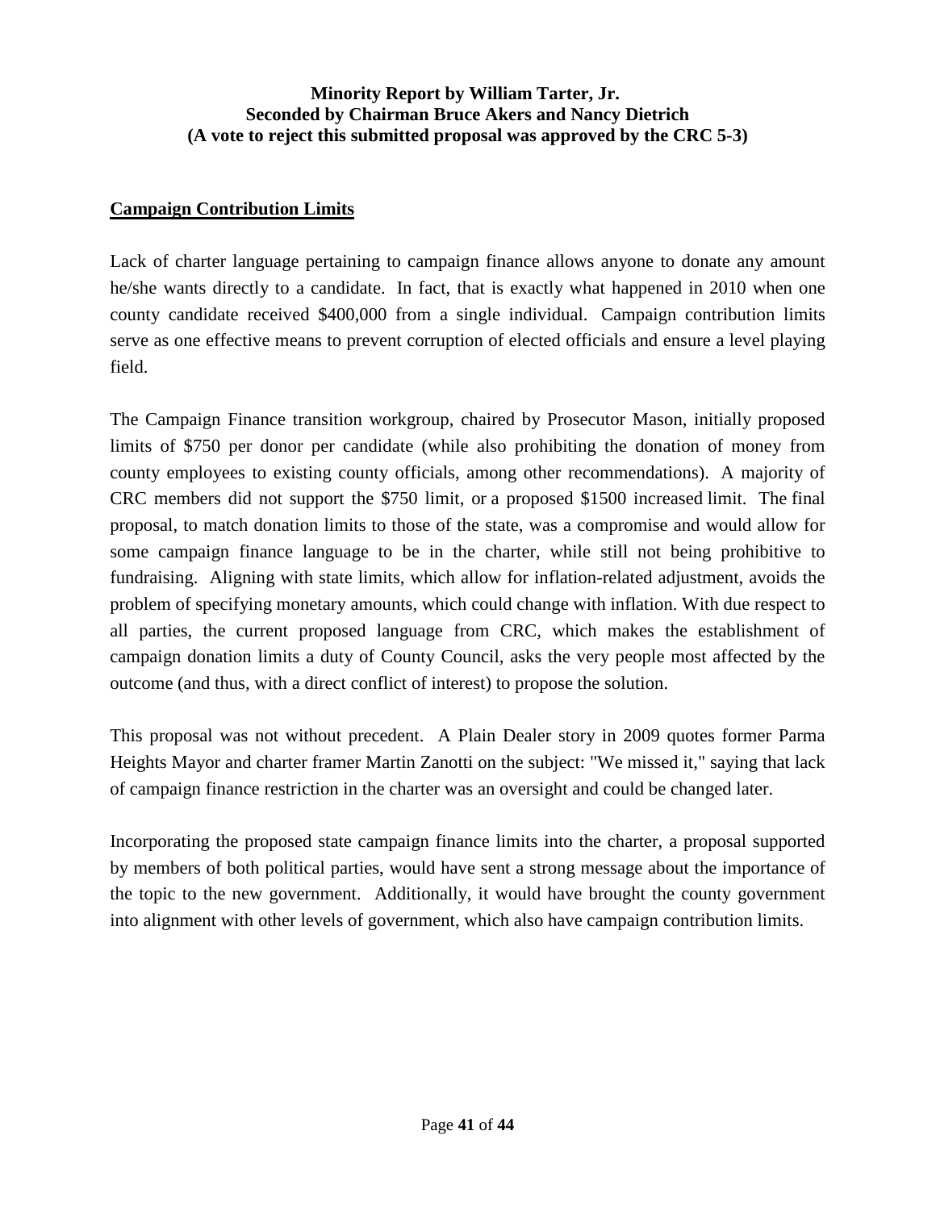**Minority Report by William Tarter, Jr.**
**Seconded by Chairman Bruce Akers and Nancy Dietrich**
**(A vote to reject this submitted proposal was approved by the CRC 5-3)**

**Campaign Contribution Limits**

Lack of charter language pertaining to campaign finance allows anyone to donate any amount he/she wants directly to a candidate. In fact, that is exactly what happened in 2010 when one county candidate received $400,000 from a single individual. Campaign contribution limits serve as one effective means to prevent corruption of elected officials and ensure a level playing field.

The Campaign Finance transition workgroup, chaired by Prosecutor Mason, initially proposed limits of $750 per donor per candidate (while also prohibiting the donation of money from county employees to existing county officials, among other recommendations). A majority of CRC members did not support the $750 limit, or a proposed $1500 increased limit. The final proposal, to match donation limits to those of the state, was a compromise and would allow for some campaign finance language to be in the charter, while still not being prohibitive to fundraising. Aligning with state limits, which allow for inflation-related adjustment, avoids the problem of specifying monetary amounts, which could change with inflation. With due respect to all parties, the current proposed language from CRC, which makes the establishment of campaign donation limits a duty of County Council, asks the very people most affected by the outcome (and thus, with a direct conflict of interest) to propose the solution.

This proposal was not without precedent. A Plain Dealer story in 2009 quotes former Parma Heights Mayor and charter framer Martin Zanotti on the subject: "We missed it," saying that lack of campaign finance restriction in the charter was an oversight and could be changed later.

Incorporating the proposed state campaign finance limits into the charter, a proposal supported by members of both political parties, would have sent a strong message about the importance of the topic to the new government. Additionally, it would have brought the county government into alignment with other levels of government, which also have campaign contribution limits.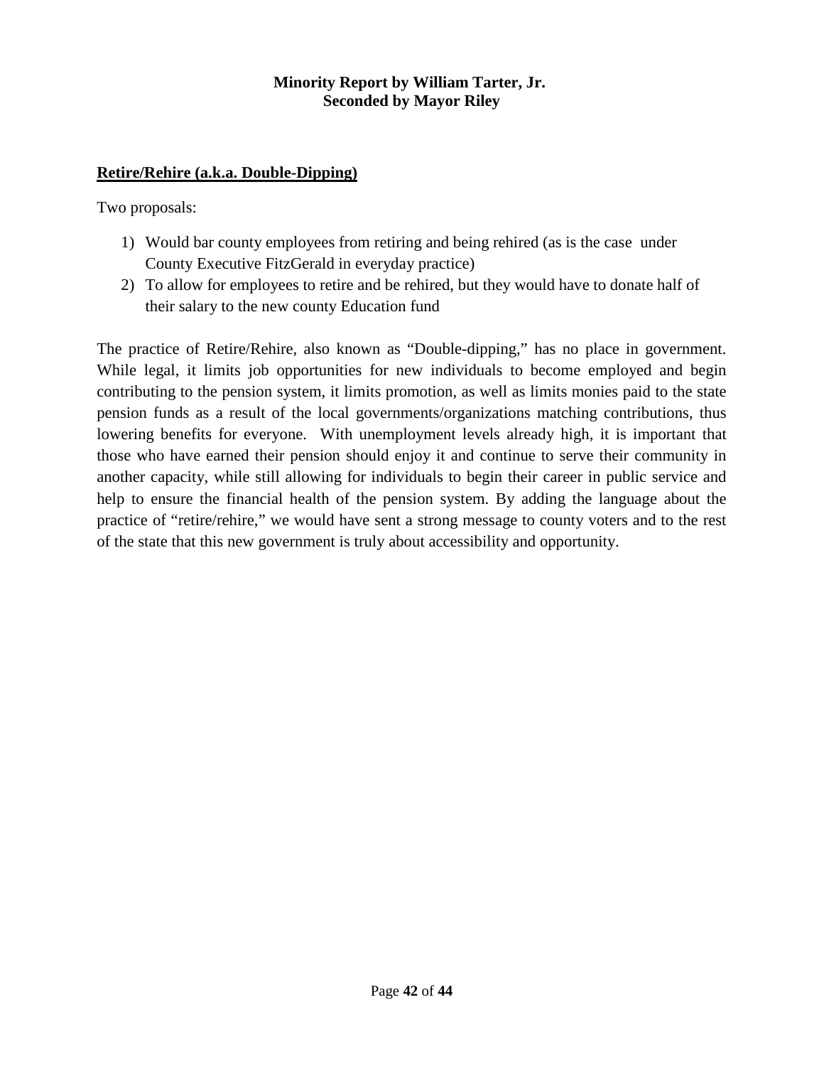**Minority Report by William Tarter, Jr.**
**Seconded by Mayor Riley**

**Retire/Rehire (a.k.a. Double-Dipping)**

Two proposals:

1) Would bar county employees from retiring and being rehired (as is the case under County Executive FitzGerald in everyday practice)
2) To allow for employees to retire and be rehired, but they would have to donate half of their salary to the new county Education fund

The practice of Retire/Rehire, also known as "Double-dipping," has no place in government. While legal, it limits job opportunities for new individuals to become employed and begin contributing to the pension system, it limits promotion, as well as limits monies paid to the state pension funds as a result of the local governments/organizations matching contributions, thus lowering benefits for everyone. With unemployment levels already high, it is important that those who have earned their pension should enjoy it and continue to serve their community in another capacity, while still allowing for individuals to begin their career in public service and help to ensure the financial health of the pension system. By adding the language about the practice of "retire/rehire," we would have sent a strong message to county voters and to the rest of the state that this new government is truly about accessibility and opportunity.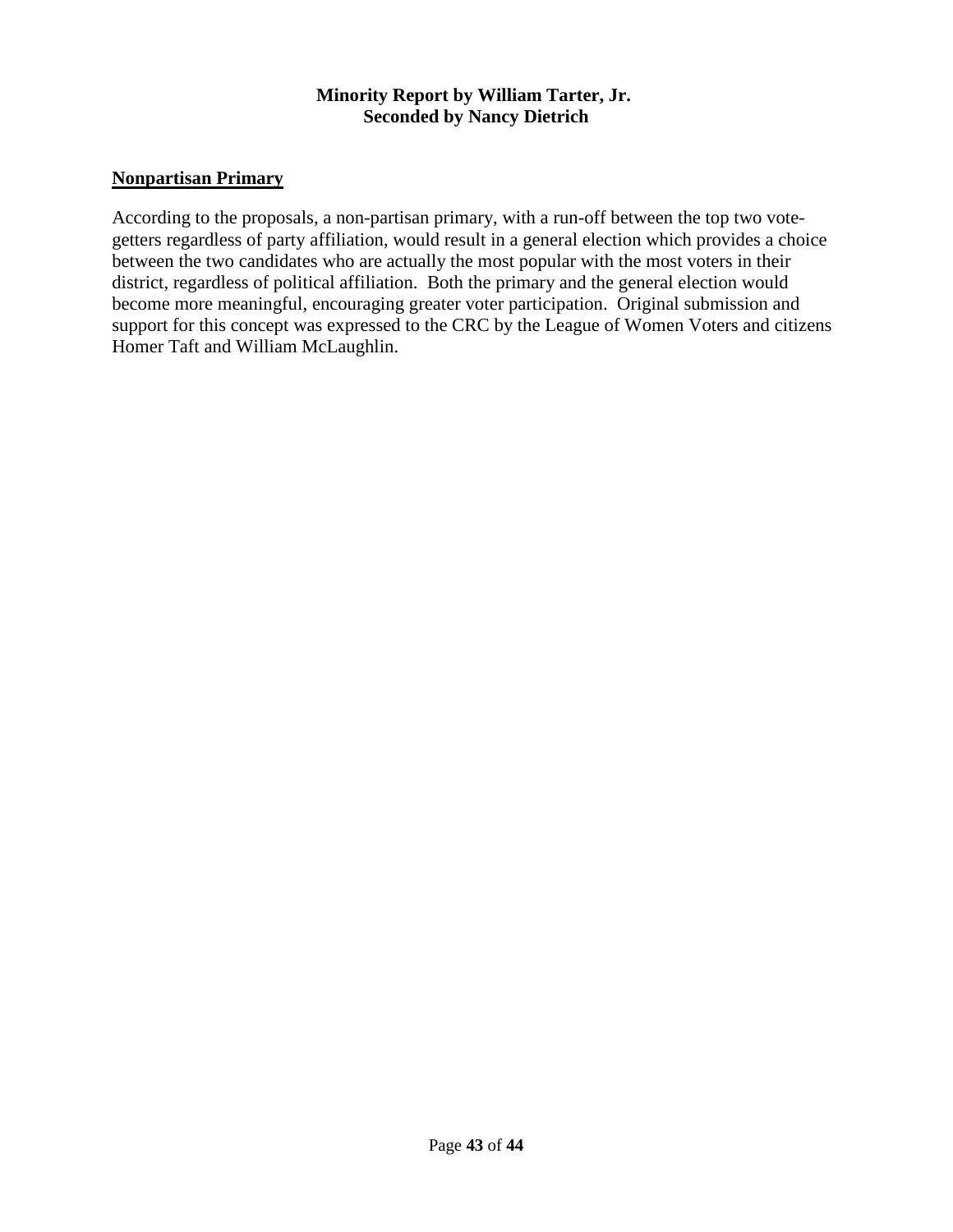**Minority Report by William Tarter, Jr.**
**Seconded by Nancy Dietrich**

## Nonpartisan Primary

According to the proposals, a non-partisan primary, with a run-off between the top two vote-getters regardless of party affiliation, would result in a general election which provides a choice between the two candidates who are actually the most popular with the most voters in their district, regardless of political affiliation. Both the primary and the general election would become more meaningful, encouraging greater voter participation. Original submission and support for this concept was expressed to the CRC by the League of Women Voters and citizens Homer Taft and William McLaughlin.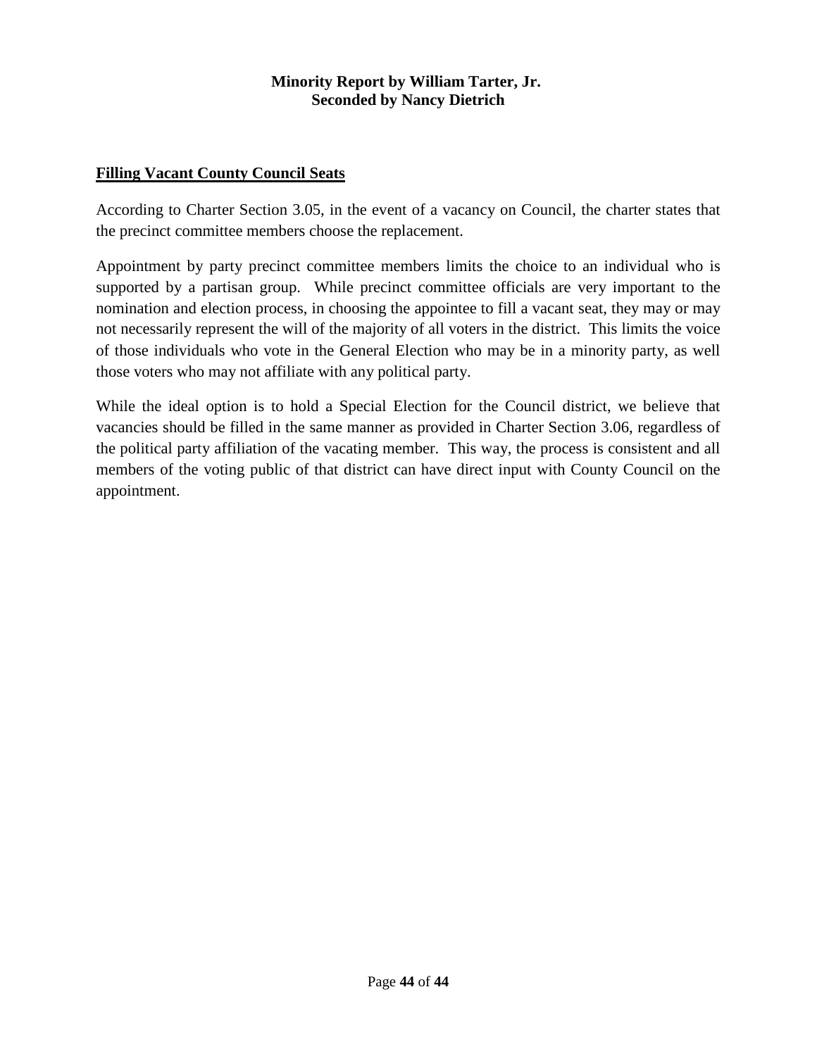**Minority Report by William Tarter, Jr.**
**Seconded by Nancy Dietrich**

**Filling Vacant County Council Seats**

According to Charter Section 3.05, in the event of a vacancy on Council, the charter states that the precinct committee members choose the replacement.

Appointment by party precinct committee members limits the choice to an individual who is supported by a partisan group. While precinct committee officials are very important to the nomination and election process, in choosing the appointee to fill a vacant seat, they may or may not necessarily represent the will of the majority of all voters in the district. This limits the voice of those individuals who vote in the General Election who may be in a minority party, as well those voters who may not affiliate with any political party.

While the ideal option is to hold a Special Election for the Council district, we believe that vacancies should be filled in the same manner as provided in Charter Section 3.06, regardless of the political party affiliation of the vacating member. This way, the process is consistent and all members of the voting public of that district can have direct input with County Council on the appointment.